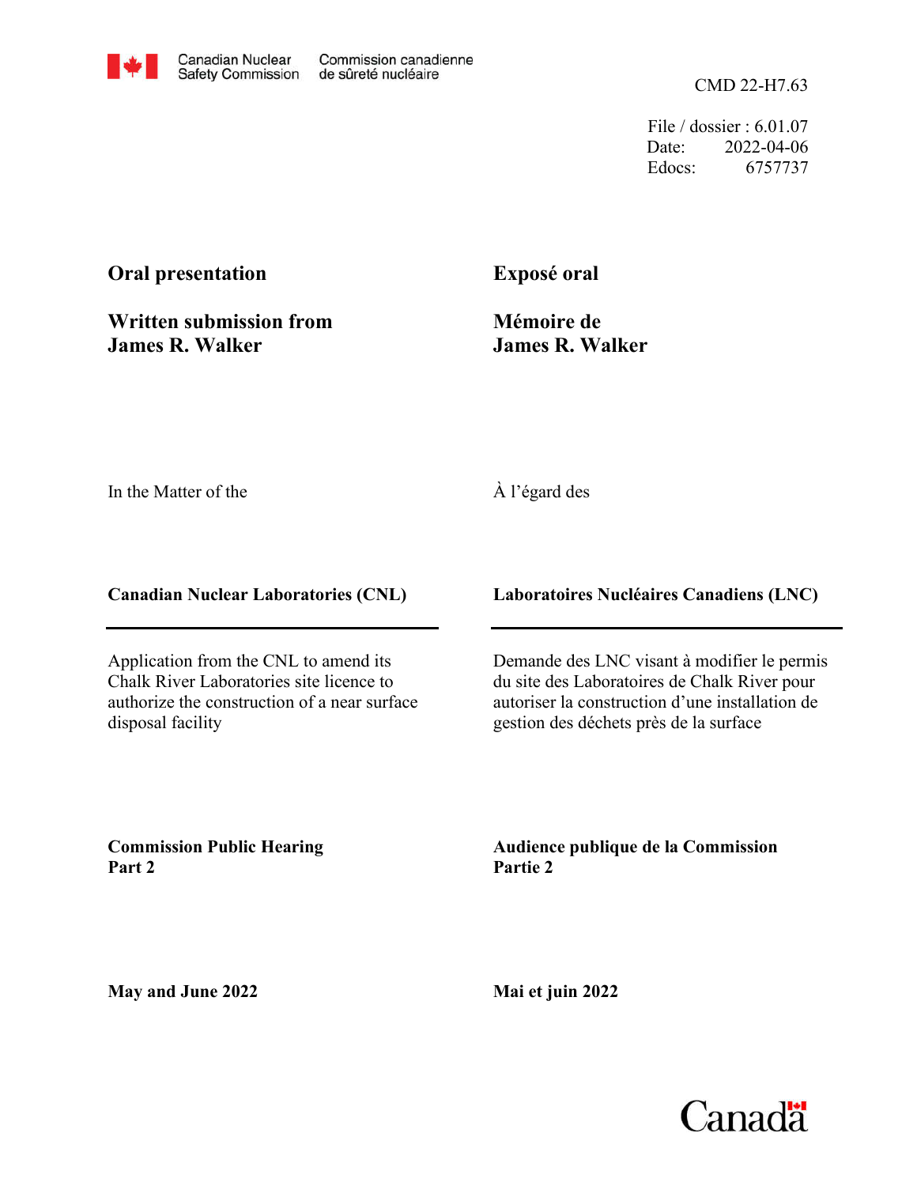Canadian Nuclear Safety Commission | Commission canadienne de sûreté nucléaire

CMD 22-H7.63

File / dossier : 6.01.07
Date: 2022-04-06
Edocs: 6757737

**Oral presentation**

**Written submission from James R. Walker**

**Exposé oral**

**Mémoire de James R. Walker**

In the Matter of the

À l'égard des

**Canadian Nuclear Laboratories (CNL)**

**Laboratoires Nucléaires Canadiens (LNC)**

Application from the CNL to amend its Chalk River Laboratories site licence to authorize the construction of a near surface disposal facility

Demande des LNC visant à modifier le permis du site des Laboratoires de Chalk River pour autoriser la construction d'une installation de gestion des déchets près de la surface

**Commission Public Hearing Part 2**

**Audience publique de la Commission Partie 2**

**May and June 2022**

**Mai et juin 2022**

Canada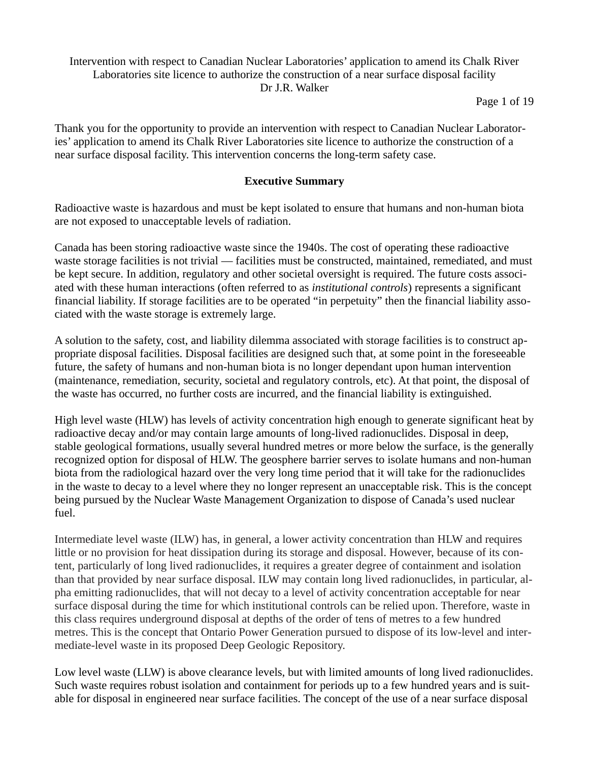Intervention with respect to Canadian Nuclear Laboratories' application to amend its Chalk River Laboratories site licence to authorize the construction of a near surface disposal facility
Dr J.R. Walker

Thank you for the opportunity to provide an intervention with respect to Canadian Nuclear Laboratories' application to amend its Chalk River Laboratories site licence to authorize the construction of a near surface disposal facility. This intervention concerns the long-term safety case.

## Executive Summary

Radioactive waste is hazardous and must be kept isolated to ensure that humans and non-human biota are not exposed to unacceptable levels of radiation.

Canada has been storing radioactive waste since the 1940s. The cost of operating these radioactive waste storage facilities is not trivial — facilities must be constructed, maintained, remediated, and must be kept secure. In addition, regulatory and other societal oversight is required. The future costs associated with these human interactions (often referred to as *institutional controls*) represents a significant financial liability. If storage facilities are to be operated "in perpetuity" then the financial liability associated with the waste storage is extremely large.

A solution to the safety, cost, and liability dilemma associated with storage facilities is to construct appropriate disposal facilities. Disposal facilities are designed such that, at some point in the foreseeable future, the safety of humans and non-human biota is no longer dependant upon human intervention (maintenance, remediation, security, societal and regulatory controls, etc). At that point, the disposal of the waste has occurred, no further costs are incurred, and the financial liability is extinguished.

High level waste (HLW) has levels of activity concentration high enough to generate significant heat by radioactive decay and/or may contain large amounts of long-lived radionuclides. Disposal in deep, stable geological formations, usually several hundred metres or more below the surface, is the generally recognized option for disposal of HLW. The geosphere barrier serves to isolate humans and non-human biota from the radiological hazard over the very long time period that it will take for the radionuclides in the waste to decay to a level where they no longer represent an unacceptable risk. This is the concept being pursued by the Nuclear Waste Management Organization to dispose of Canada's used nuclear fuel.

Intermediate level waste (ILW) has, in general, a lower activity concentration than HLW and requires little or no provision for heat dissipation during its storage and disposal. However, because of its content, particularly of long lived radionuclides, it requires a greater degree of containment and isolation than that provided by near surface disposal. ILW may contain long lived radionuclides, in particular, alpha emitting radionuclides, that will not decay to a level of activity concentration acceptable for near surface disposal during the time for which institutional controls can be relied upon. Therefore, waste in this class requires underground disposal at depths of the order of tens of metres to a few hundred metres. This is the concept that Ontario Power Generation pursued to dispose of its low-level and intermediate-level waste in its proposed Deep Geologic Repository.

Low level waste (LLW) is above clearance levels, but with limited amounts of long lived radionuclides. Such waste requires robust isolation and containment for periods up to a few hundred years and is suitable for disposal in engineered near surface facilities. The concept of the use of a near surface disposal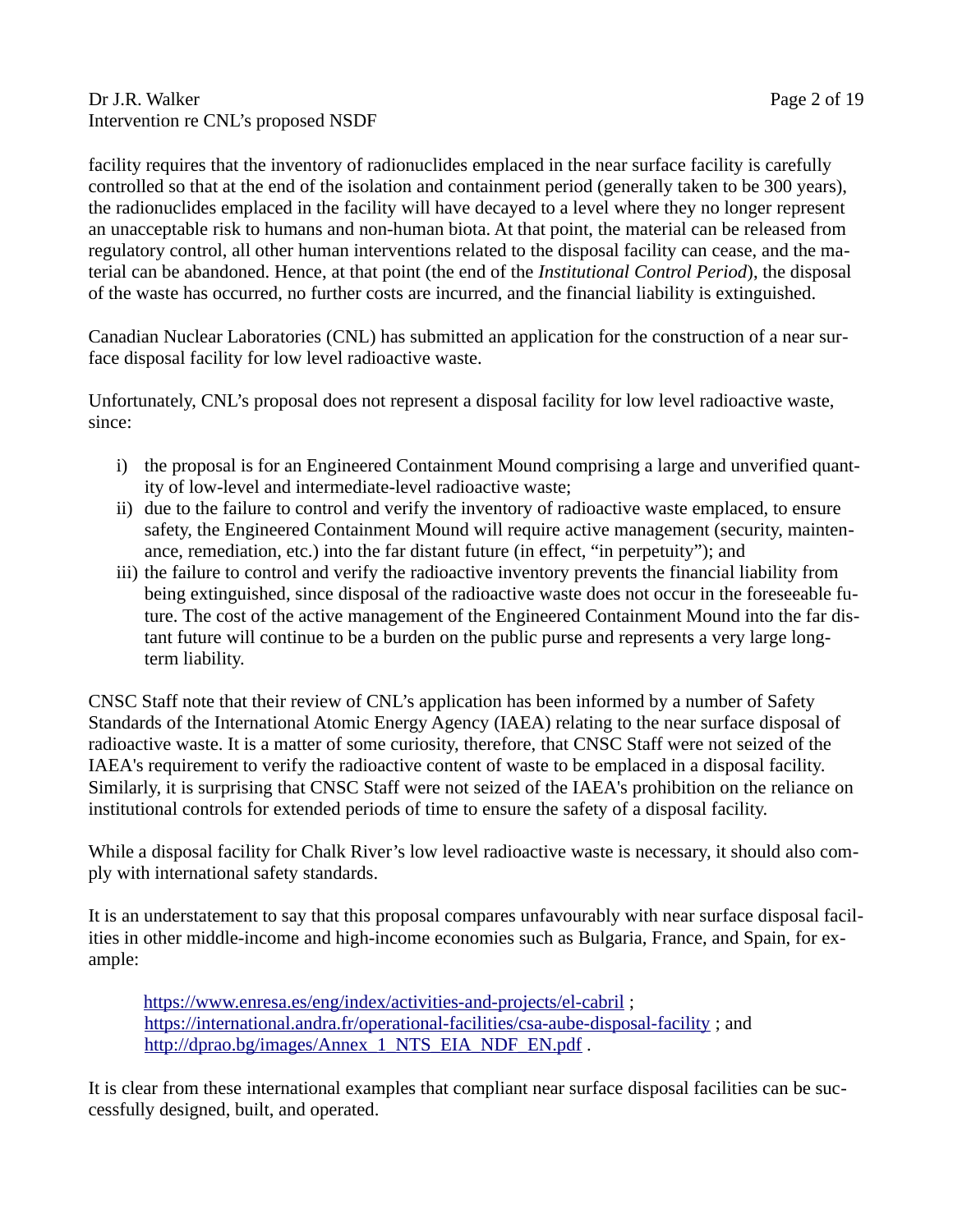facility requires that the inventory of radionuclides emplaced in the near surface facility is carefully controlled so that at the end of the isolation and containment period (generally taken to be 300 years), the radionuclides emplaced in the facility will have decayed to a level where they no longer represent an unacceptable risk to humans and non-human biota. At that point, the material can be released from regulatory control, all other human interventions related to the disposal facility can cease, and the material can be abandoned. Hence, at that point (the end of the *Institutional Control Period*), the disposal of the waste has occurred, no further costs are incurred, and the financial liability is extinguished.

Canadian Nuclear Laboratories (CNL) has submitted an application for the construction of a near surface disposal facility for low level radioactive waste.

Unfortunately, CNL's proposal does not represent a disposal facility for low level radioactive waste, since:

i) the proposal is for an Engineered Containment Mound comprising a large and unverified quantity of low-level and intermediate-level radioactive waste;
ii) due to the failure to control and verify the inventory of radioactive waste emplaced, to ensure safety, the Engineered Containment Mound will require active management (security, maintenance, remediation, etc.) into the far distant future (in effect, "in perpetuity"); and
iii) the failure to control and verify the radioactive inventory prevents the financial liability from being extinguished, since disposal of the radioactive waste does not occur in the foreseeable future. The cost of the active management of the Engineered Containment Mound into the far distant future will continue to be a burden on the public purse and represents a very large long-term liability.

CNSC Staff note that their review of CNL's application has been informed by a number of Safety Standards of the International Atomic Energy Agency (IAEA) relating to the near surface disposal of radioactive waste. It is a matter of some curiosity, therefore, that CNSC Staff were not seized of the IAEA's requirement to verify the radioactive content of waste to be emplaced in a disposal facility. Similarly, it is surprising that CNSC Staff were not seized of the IAEA's prohibition on the reliance on institutional controls for extended periods of time to ensure the safety of a disposal facility.

While a disposal facility for Chalk River's low level radioactive waste is necessary, it should also comply with international safety standards.

It is an understatement to say that this proposal compares unfavourably with near surface disposal facilities in other middle-income and high-income economies such as Bulgaria, France, and Spain, for example:

> https://www.enresa.es/eng/index/activities-and-projects/el-cabril ;
> https://international.andra.fr/operational-facilities/csa-aube-disposal-facility ; and
> http://dprao.bg/images/Annex_1_NTS_EIA_NDF_EN.pdf .

It is clear from these international examples that compliant near surface disposal facilities can be successfully designed, built, and operated.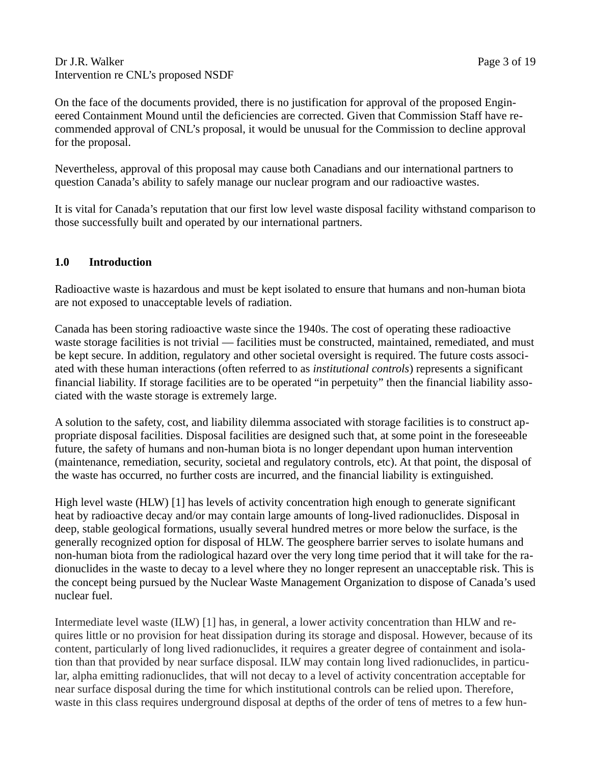On the face of the documents provided, there is no justification for approval of the proposed Engineered Containment Mound until the deficiencies are corrected. Given that Commission Staff have recommended approval of CNL's proposal, it would be unusual for the Commission to decline approval for the proposal.

Nevertheless, approval of this proposal may cause both Canadians and our international partners to question Canada's ability to safely manage our nuclear program and our radioactive wastes.

It is vital for Canada's reputation that our first low level waste disposal facility withstand comparison to those successfully built and operated by our international partners.

## 1.0 Introduction

Radioactive waste is hazardous and must be kept isolated to ensure that humans and non-human biota are not exposed to unacceptable levels of radiation.

Canada has been storing radioactive waste since the 1940s. The cost of operating these radioactive waste storage facilities is not trivial — facilities must be constructed, maintained, remediated, and must be kept secure. In addition, regulatory and other societal oversight is required. The future costs associated with these human interactions (often referred to as *institutional controls*) represents a significant financial liability. If storage facilities are to be operated "in perpetuity" then the financial liability associated with the waste storage is extremely large.

A solution to the safety, cost, and liability dilemma associated with storage facilities is to construct appropriate disposal facilities. Disposal facilities are designed such that, at some point in the foreseeable future, the safety of humans and non-human biota is no longer dependant upon human intervention (maintenance, remediation, security, societal and regulatory controls, etc). At that point, the disposal of the waste has occurred, no further costs are incurred, and the financial liability is extinguished.

High level waste (HLW) [1] has levels of activity concentration high enough to generate significant heat by radioactive decay and/or may contain large amounts of long-lived radionuclides. Disposal in deep, stable geological formations, usually several hundred metres or more below the surface, is the generally recognized option for disposal of HLW. The geosphere barrier serves to isolate humans and non-human biota from the radiological hazard over the very long time period that it will take for the radionuclides in the waste to decay to a level where they no longer represent an unacceptable risk. This is the concept being pursued by the Nuclear Waste Management Organization to dispose of Canada's used nuclear fuel.

Intermediate level waste (ILW) [1] has, in general, a lower activity concentration than HLW and requires little or no provision for heat dissipation during its storage and disposal. However, because of its content, particularly of long lived radionuclides, it requires a greater degree of containment and isolation than that provided by near surface disposal. ILW may contain long lived radionuclides, in particular, alpha emitting radionuclides, that will not decay to a level of activity concentration acceptable for near surface disposal during the time for which institutional controls can be relied upon. Therefore, waste in this class requires underground disposal at depths of the order of tens of metres to a few hun-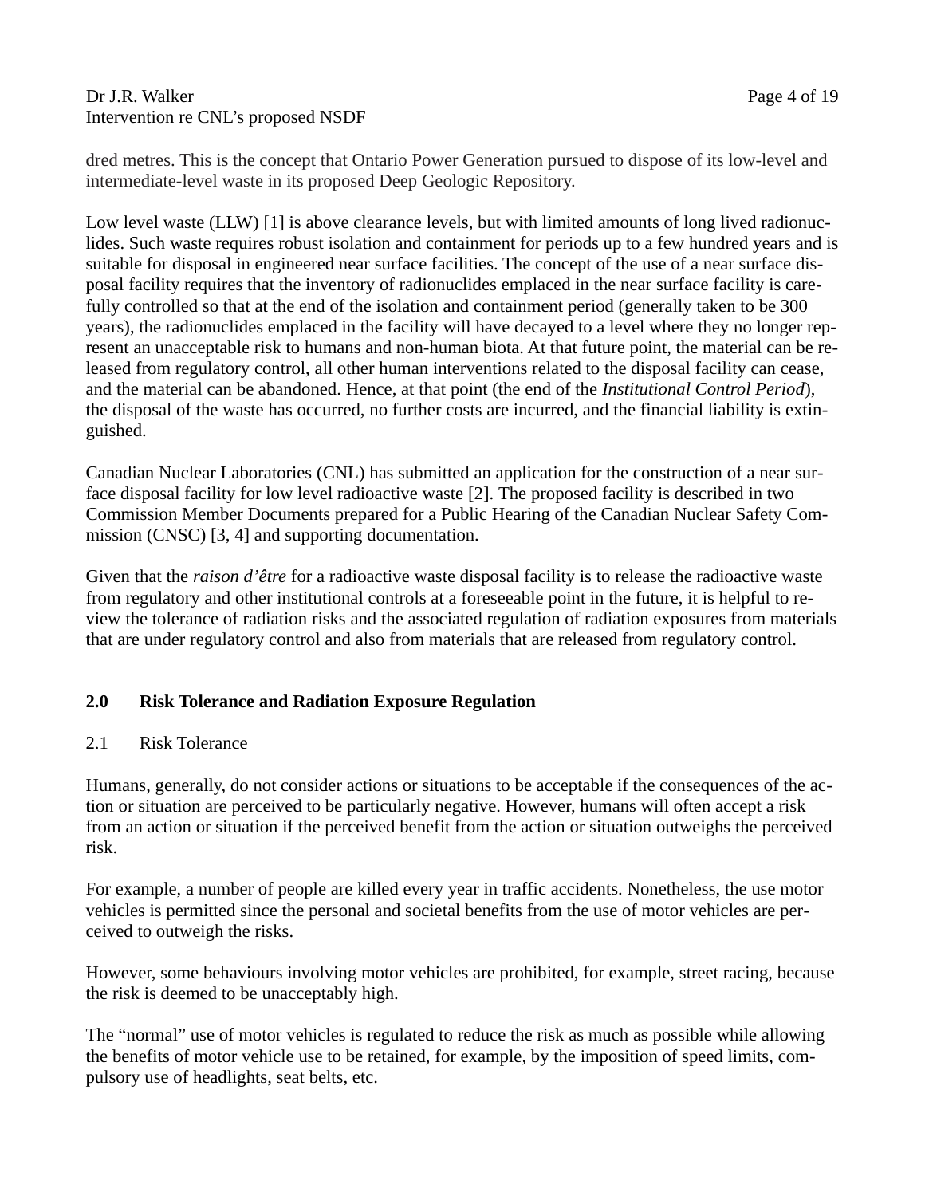dred metres. This is the concept that Ontario Power Generation pursued to dispose of its low-level and intermediate-level waste in its proposed Deep Geologic Repository.

Low level waste (LLW) [1] is above clearance levels, but with limited amounts of long lived radionuclides. Such waste requires robust isolation and containment for periods up to a few hundred years and is suitable for disposal in engineered near surface facilities. The concept of the use of a near surface disposal facility requires that the inventory of radionuclides emplaced in the near surface facility is carefully controlled so that at the end of the isolation and containment period (generally taken to be 300 years), the radionuclides emplaced in the facility will have decayed to a level where they no longer represent an unacceptable risk to humans and non-human biota. At that future point, the material can be released from regulatory control, all other human interventions related to the disposal facility can cease, and the material can be abandoned. Hence, at that point (the end of the *Institutional Control Period*), the disposal of the waste has occurred, no further costs are incurred, and the financial liability is extinguished.

Canadian Nuclear Laboratories (CNL) has submitted an application for the construction of a near surface disposal facility for low level radioactive waste [2]. The proposed facility is described in two Commission Member Documents prepared for a Public Hearing of the Canadian Nuclear Safety Commission (CNSC) [3, 4] and supporting documentation.

Given that the *raison d'être* for a radioactive waste disposal facility is to release the radioactive waste from regulatory and other institutional controls at a foreseeable point in the future, it is helpful to review the tolerance of radiation risks and the associated regulation of radiation exposures from materials that are under regulatory control and also from materials that are released from regulatory control.

## 2.0 Risk Tolerance and Radiation Exposure Regulation

### 2.1 Risk Tolerance

Humans, generally, do not consider actions or situations to be acceptable if the consequences of the action or situation are perceived to be particularly negative. However, humans will often accept a risk from an action or situation if the perceived benefit from the action or situation outweighs the perceived risk.

For example, a number of people are killed every year in traffic accidents. Nonetheless, the use motor vehicles is permitted since the personal and societal benefits from the use of motor vehicles are perceived to outweigh the risks.

However, some behaviours involving motor vehicles are prohibited, for example, street racing, because the risk is deemed to be unacceptably high.

The "normal" use of motor vehicles is regulated to reduce the risk as much as possible while allowing the benefits of motor vehicle use to be retained, for example, by the imposition of speed limits, compulsory use of headlights, seat belts, etc.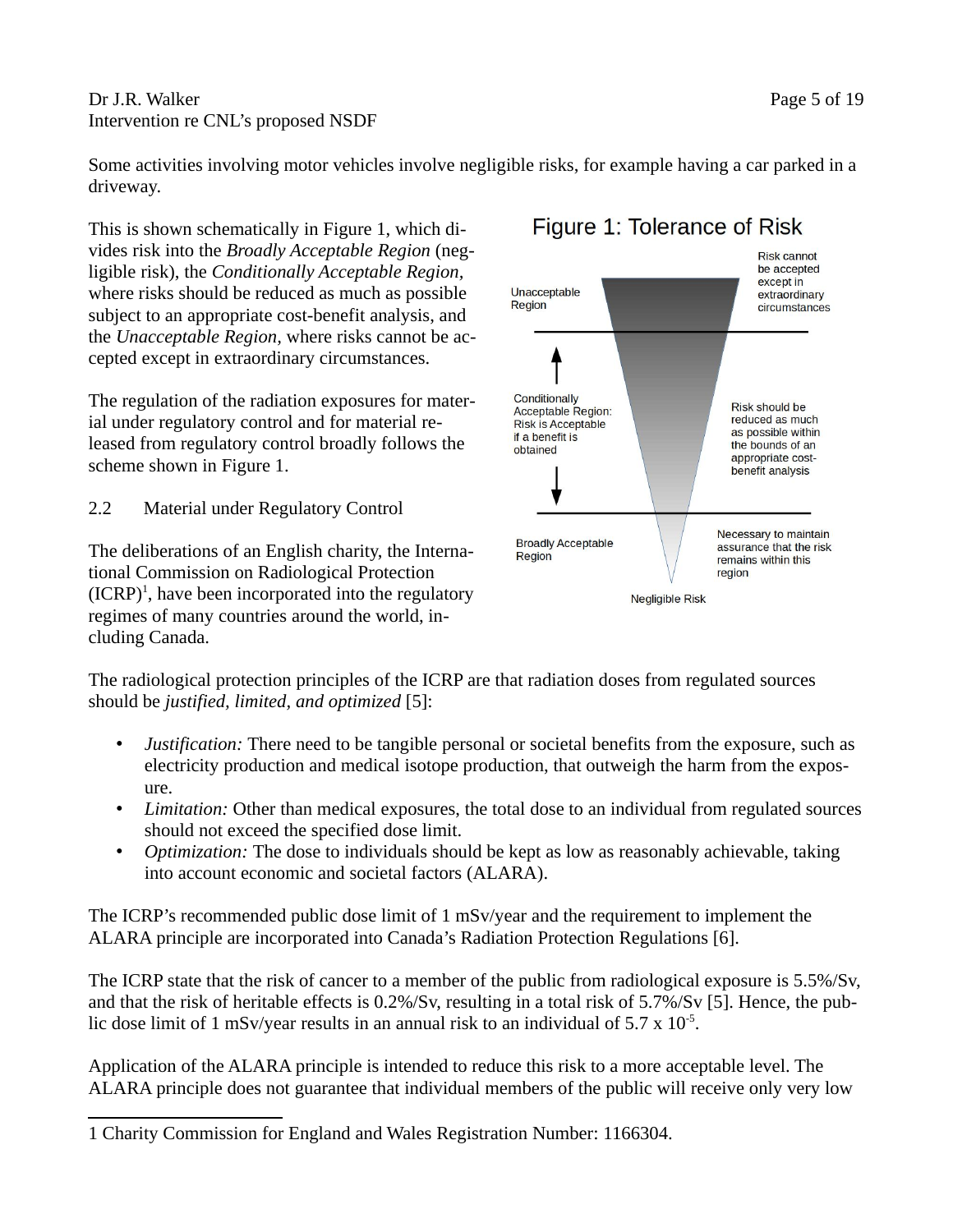Some activities involving motor vehicles involve negligible risks, for example having a car parked in a driveway.

This is shown schematically in Figure 1, which divides risk into the *Broadly Acceptable Region* (negligible risk), the *Conditionally Acceptable Region*, where risks should be reduced as much as possible subject to an appropriate cost-benefit analysis, and the *Unacceptable Region*, where risks cannot be accepted except in extraordinary circumstances.

The regulation of the radiation exposures for material under regulatory control and for material released from regulatory control broadly follows the scheme shown in Figure 1.

Figure 1: Tolerance of Risk

Unacceptable Region — Risk cannot be accepted except in extraordinary circumstances

Conditionally Acceptable Region: Risk is Acceptable if a benefit is obtained — Risk should be reduced as much as possible within the bounds of an appropriate cost-benefit analysis

Broadly Acceptable Region — Necessary to maintain assurance that the risk remains within this region

Negligible Risk

## 2.2 Material under Regulatory Control

The deliberations of an English charity, the International Commission on Radiological Protection (ICRP)[1], have been incorporated into the regulatory regimes of many countries around the world, including Canada.

The radiological protection principles of the ICRP are that radiation doses from regulated sources should be *justified, limited, and optimized* [5]:

- *Justification:* There need to be tangible personal or societal benefits from the exposure, such as electricity production and medical isotope production, that outweigh the harm from the exposure.
- *Limitation:* Other than medical exposures, the total dose to an individual from regulated sources should not exceed the specified dose limit.
- *Optimization:* The dose to individuals should be kept as low as reasonably achievable, taking into account economic and societal factors (ALARA).

The ICRP's recommended public dose limit of 1 mSv/year and the requirement to implement the ALARA principle are incorporated into Canada's Radiation Protection Regulations [6].

The ICRP state that the risk of cancer to a member of the public from radiological exposure is 5.5%/Sv, and that the risk of heritable effects is 0.2%/Sv, resulting in a total risk of 5.7%/Sv [5]. Hence, the public dose limit of 1 mSv/year results in an annual risk to an individual of $5.7 \times 10^{-5}$.

Application of the ALARA principle is intended to reduce this risk to a more acceptable level. The ALARA principle does not guarantee that individual members of the public will receive only very low

1 Charity Commission for England and Wales Registration Number: 1166304.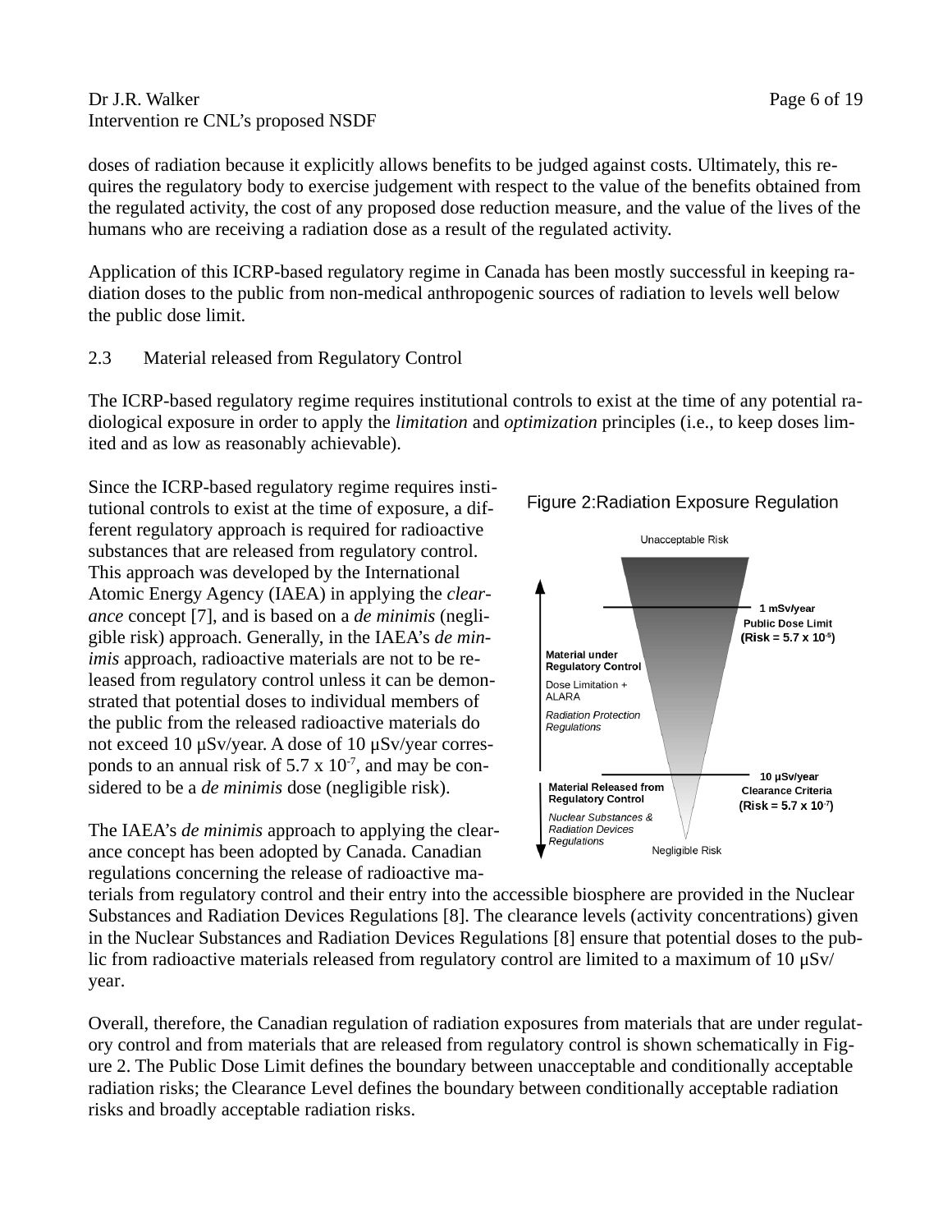doses of radiation because it explicitly allows benefits to be judged against costs. Ultimately, this requires the regulatory body to exercise judgement with respect to the value of the benefits obtained from the regulated activity, the cost of any proposed dose reduction measure, and the value of the lives of the humans who are receiving a radiation dose as a result of the regulated activity.

Application of this ICRP-based regulatory regime in Canada has been mostly successful in keeping radiation doses to the public from non-medical anthropogenic sources of radiation to levels well below the public dose limit.

### 2.3 Material released from Regulatory Control

The ICRP-based regulatory regime requires institutional controls to exist at the time of any potential radiological exposure in order to apply the *limitation* and *optimization* principles (i.e., to keep doses limited and as low as reasonably achievable).

Since the ICRP-based regulatory regime requires institutional controls to exist at the time of exposure, a different regulatory approach is required for radioactive substances that are released from regulatory control. This approach was developed by the International Atomic Energy Agency (IAEA) in applying the *clearance* concept [7], and is based on a *de minimis* (negligible risk) approach. Generally, in the IAEA's *de minimis* approach, radioactive materials are not to be released from regulatory control unless it can be demonstrated that potential doses to individual members of the public from the released radioactive materials do not exceed 10 μSv/year. A dose of 10 μSv/year corresponds to an annual risk of $5.7 \times 10^{-7}$, and may be considered to be a *de minimis* dose (negligible risk).

Figure 2:Radiation Exposure Regulation

The IAEA's *de minimis* approach to applying the clearance concept has been adopted by Canada. Canadian regulations concerning the release of radioactive materials from regulatory control and their entry into the accessible biosphere are provided in the Nuclear Substances and Radiation Devices Regulations [8]. The clearance levels (activity concentrations) given in the Nuclear Substances and Radiation Devices Regulations [8] ensure that potential doses to the public from radioactive materials released from regulatory control are limited to a maximum of 10 μSv/year.

Overall, therefore, the Canadian regulation of radiation exposures from materials that are under regulatory control and from materials that are released from regulatory control is shown schematically in Figure 2. The Public Dose Limit defines the boundary between unacceptable and conditionally acceptable radiation risks; the Clearance Level defines the boundary between conditionally acceptable radiation risks and broadly acceptable radiation risks.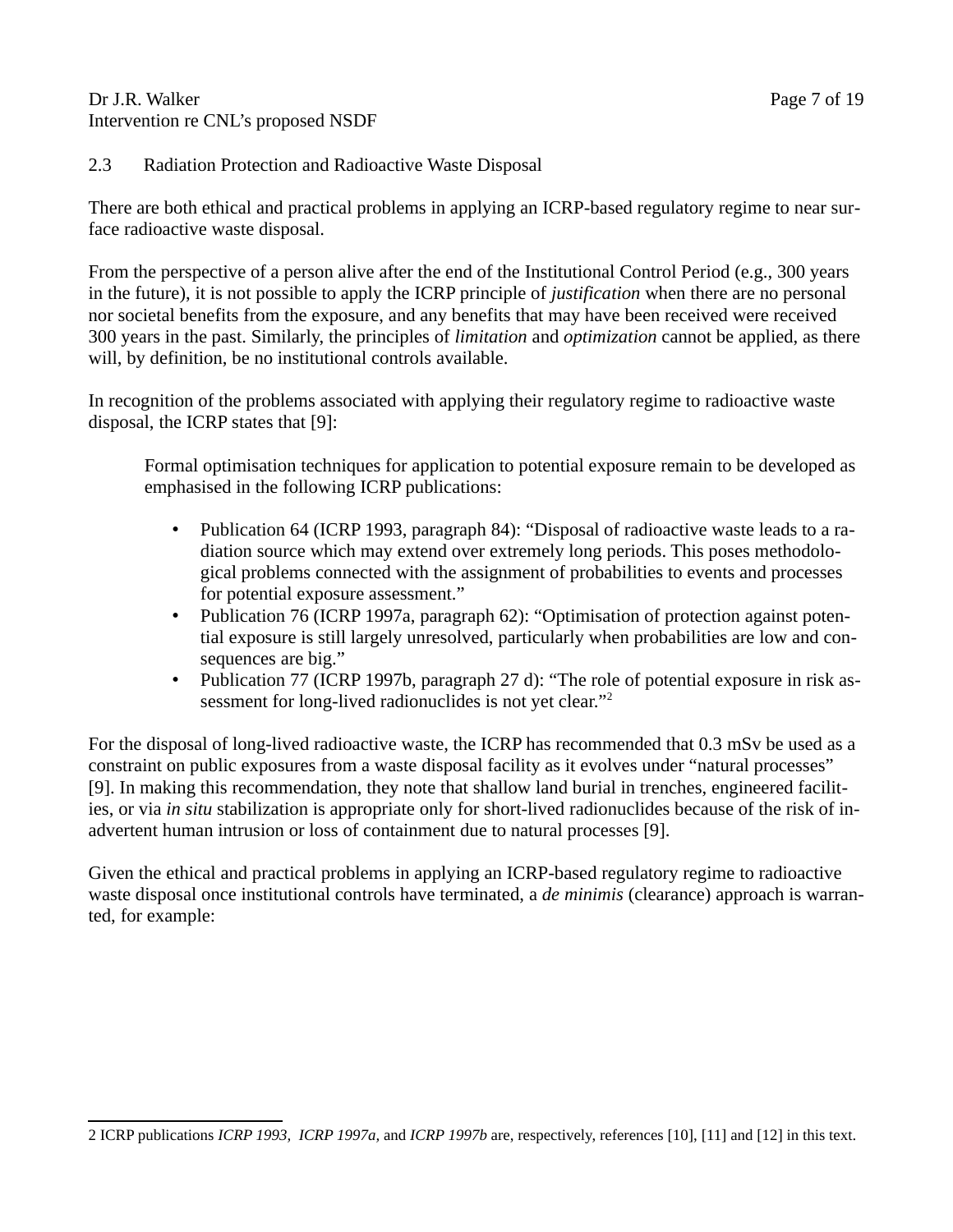## 2.3 Radiation Protection and Radioactive Waste Disposal

There are both ethical and practical problems in applying an ICRP-based regulatory regime to near surface radioactive waste disposal.

From the perspective of a person alive after the end of the Institutional Control Period (e.g., 300 years in the future), it is not possible to apply the ICRP principle of *justification* when there are no personal nor societal benefits from the exposure, and any benefits that may have been received were received 300 years in the past. Similarly, the principles of *limitation* and *optimization* cannot be applied, as there will, by definition, be no institutional controls available.

In recognition of the problems associated with applying their regulatory regime to radioactive waste disposal, the ICRP states that [9]:

> Formal optimisation techniques for application to potential exposure remain to be developed as emphasised in the following ICRP publications:
>
> - Publication 64 (ICRP 1993, paragraph 84): "Disposal of radioactive waste leads to a radiation source which may extend over extremely long periods. This poses methodological problems connected with the assignment of probabilities to events and processes for potential exposure assessment."
> - Publication 76 (ICRP 1997a, paragraph 62): "Optimisation of protection against potential exposure is still largely unresolved, particularly when probabilities are low and consequences are big."
> - Publication 77 (ICRP 1997b, paragraph 27 d): "The role of potential exposure in risk assessment for long-lived radionuclides is not yet clear."[2]

For the disposal of long-lived radioactive waste, the ICRP has recommended that 0.3 mSv be used as a constraint on public exposures from a waste disposal facility as it evolves under "natural processes" [9]. In making this recommendation, they note that shallow land burial in trenches, engineered facilities, or via *in situ* stabilization is appropriate only for short-lived radionuclides because of the risk of inadvertent human intrusion or loss of containment due to natural processes [9].

Given the ethical and practical problems in applying an ICRP-based regulatory regime to radioactive waste disposal once institutional controls have terminated, a *de minimis* (clearance) approach is warranted, for example:

---

[2] ICRP publications *ICRP 1993*, *ICRP 1997a*, and *ICRP 1997b* are, respectively, references [10], [11] and [12] in this text.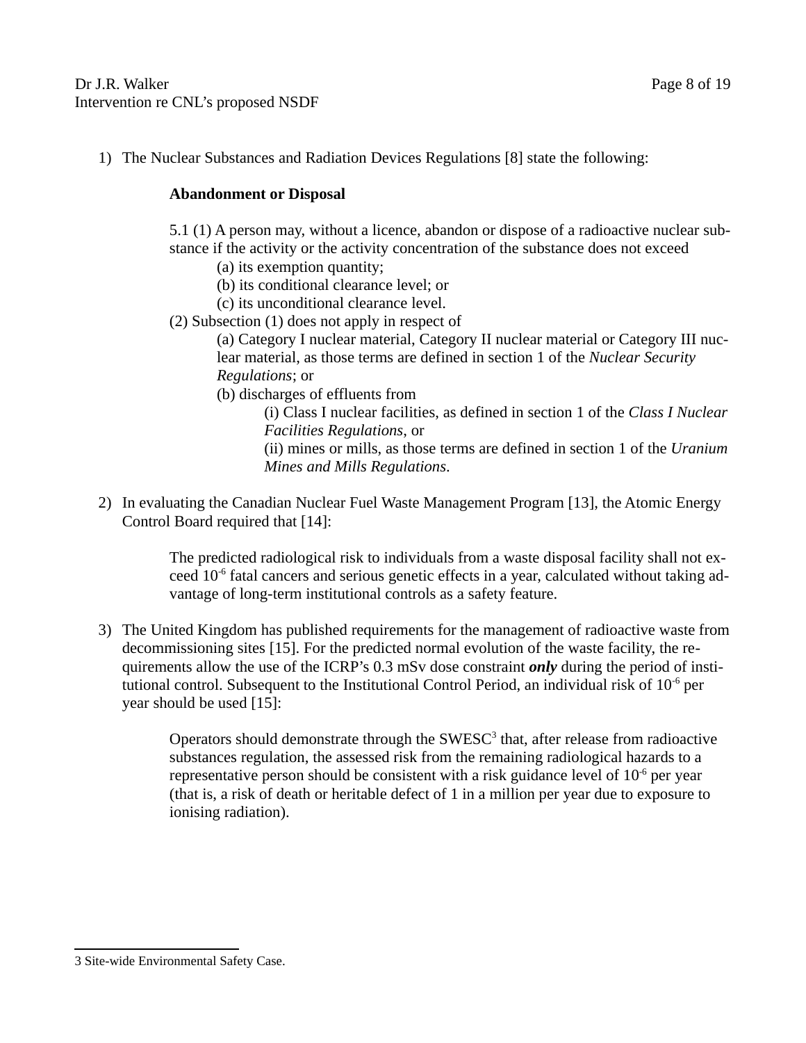1) The Nuclear Substances and Radiation Devices Regulations [8] state the following:

   **Abandonment or Disposal**

   5.1 (1) A person may, without a licence, abandon or dispose of a radioactive nuclear substance if the activity or the activity concentration of the substance does not exceed

   (a) its exemption quantity;

   (b) its conditional clearance level; or

   (c) its unconditional clearance level.

   (2) Subsection (1) does not apply in respect of

   (a) Category I nuclear material, Category II nuclear material or Category III nuclear material, as those terms are defined in section 1 of the *Nuclear Security Regulations*; or

   (b) discharges of effluents from

   (i) Class I nuclear facilities, as defined in section 1 of the *Class I Nuclear Facilities Regulations*, or

   (ii) mines or mills, as those terms are defined in section 1 of the *Uranium Mines and Mills Regulations*.

2) In evaluating the Canadian Nuclear Fuel Waste Management Program [13], the Atomic Energy Control Board required that [14]:

   > The predicted radiological risk to individuals from a waste disposal facility shall not exceed $10^{-6}$ fatal cancers and serious genetic effects in a year, calculated without taking advantage of long-term institutional controls as a safety feature.

3) The United Kingdom has published requirements for the management of radioactive waste from decommissioning sites [15]. For the predicted normal evolution of the waste facility, the requirements allow the use of the ICRP's 0.3 mSv dose constraint ***only*** during the period of institutional control. Subsequent to the Institutional Control Period, an individual risk of $10^{-6}$ per year should be used [15]:

   > Operators should demonstrate through the SWESC[3] that, after release from radioactive substances regulation, the assessed risk from the remaining radiological hazards to a representative person should be consistent with a risk guidance level of $10^{-6}$ per year (that is, a risk of death or heritable defect of 1 in a million per year due to exposure to ionising radiation).

---

3 Site-wide Environmental Safety Case.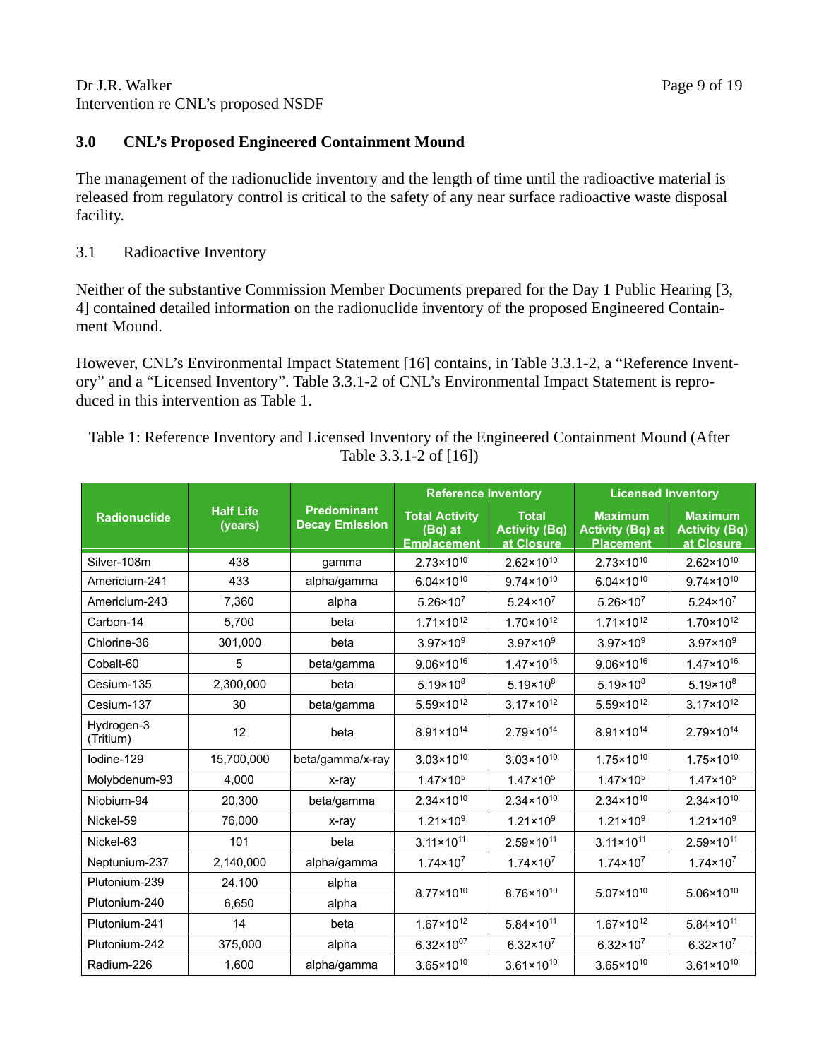## 3.0 CNL's Proposed Engineered Containment Mound

The management of the radionuclide inventory and the length of time until the radioactive material is released from regulatory control is critical to the safety of any near surface radioactive waste disposal facility.

### 3.1 Radioactive Inventory

Neither of the substantive Commission Member Documents prepared for the Day 1 Public Hearing [3, 4] contained detailed information on the radionuclide inventory of the proposed Engineered Containment Mound.

However, CNL's Environmental Impact Statement [16] contains, in Table 3.3.1-2, a "Reference Inventory" and a "Licensed Inventory". Table 3.3.1-2 of CNL's Environmental Impact Statement is reproduced in this intervention as Table 1.

Table 1: Reference Inventory and Licensed Inventory of the Engineered Containment Mound (After Table 3.3.1-2 of [16])

| Radionuclide | Half Life (years) | Predominant Decay Emission | Reference Inventory | | Licensed Inventory | |
|---|---|---|---|---|---|---|
| | | | Total Activity (Bq) at Emplacement | Total Activity (Bq) at Closure | Maximum Activity (Bq) at Placement | Maximum Activity (Bq) at Closure |
| Silver-108m | 438 | gamma | $2.73\times10^{10}$ | $2.62\times10^{10}$ | $2.73\times10^{10}$ | $2.62\times10^{10}$ |
| Americium-241 | 433 | alpha/gamma | $6.04\times10^{10}$ | $9.74\times10^{10}$ | $6.04\times10^{10}$ | $9.74\times10^{10}$ |
| Americium-243 | 7,360 | alpha | $5.26\times10^{7}$ | $5.24\times10^{7}$ | $5.26\times10^{7}$ | $5.24\times10^{7}$ |
| Carbon-14 | 5,700 | beta | $1.71\times10^{12}$ | $1.70\times10^{12}$ | $1.71\times10^{12}$ | $1.70\times10^{12}$ |
| Chlorine-36 | 301,000 | beta | $3.97\times10^{9}$ | $3.97\times10^{9}$ | $3.97\times10^{9}$ | $3.97\times10^{9}$ |
| Cobalt-60 | 5 | beta/gamma | $9.06\times10^{16}$ | $1.47\times10^{16}$ | $9.06\times10^{16}$ | $1.47\times10^{16}$ |
| Cesium-135 | 2,300,000 | beta | $5.19\times10^{8}$ | $5.19\times10^{8}$ | $5.19\times10^{8}$ | $5.19\times10^{8}$ |
| Cesium-137 | 30 | beta/gamma | $5.59\times10^{12}$ | $3.17\times10^{12}$ | $5.59\times10^{12}$ | $3.17\times10^{12}$ |
| Hydrogen-3 (Tritium) | 12 | beta | $8.91\times10^{14}$ | $2.79\times10^{14}$ | $8.91\times10^{14}$ | $2.79\times10^{14}$ |
| Iodine-129 | 15,700,000 | beta/gamma/x-ray | $3.03\times10^{10}$ | $3.03\times10^{10}$ | $1.75\times10^{10}$ | $1.75\times10^{10}$ |
| Molybdenum-93 | 4,000 | x-ray | $1.47\times10^{5}$ | $1.47\times10^{5}$ | $1.47\times10^{5}$ | $1.47\times10^{5}$ |
| Niobium-94 | 20,300 | beta/gamma | $2.34\times10^{10}$ | $2.34\times10^{10}$ | $2.34\times10^{10}$ | $2.34\times10^{10}$ |
| Nickel-59 | 76,000 | x-ray | $1.21\times10^{9}$ | $1.21\times10^{9}$ | $1.21\times10^{9}$ | $1.21\times10^{9}$ |
| Nickel-63 | 101 | beta | $3.11\times10^{11}$ | $2.59\times10^{11}$ | $3.11\times10^{11}$ | $2.59\times10^{11}$ |
| Neptunium-237 | 2,140,000 | alpha/gamma | $1.74\times10^{7}$ | $1.74\times10^{7}$ | $1.74\times10^{7}$ | $1.74\times10^{7}$ |
| Plutonium-239 | 24,100 | alpha | $8.77\times10^{10}$ | $8.76\times10^{10}$ | $5.07\times10^{10}$ | $5.06\times10^{10}$ |
| Plutonium-240 | 6,650 | alpha | | | | |
| Plutonium-241 | 14 | beta | $1.67\times10^{12}$ | $5.84\times10^{11}$ | $1.67\times10^{12}$ | $5.84\times10^{11}$ |
| Plutonium-242 | 375,000 | alpha | $6.32\times10^{07}$ | $6.32\times10^{7}$ | $6.32\times10^{7}$ | $6.32\times10^{7}$ |
| Radium-226 | 1,600 | alpha/gamma | $3.65\times10^{10}$ | $3.61\times10^{10}$ | $3.65\times10^{10}$ | $3.61\times10^{10}$ |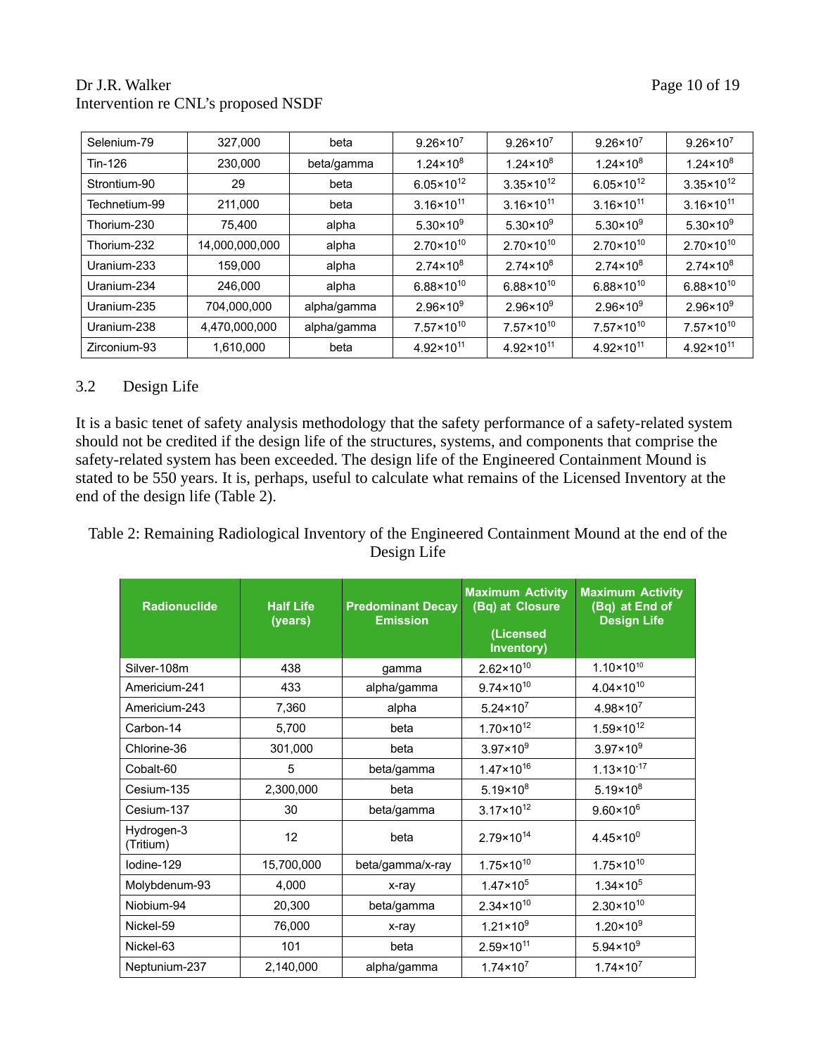| Selenium-79 | 327,000 | beta | $9.26×10^{7}$ | $9.26×10^{7}$ | $9.26×10^{7}$ | $9.26×10^{7}$ |
|---|---|---|---|---|---|---|
| Tin-126 | 230,000 | beta/gamma | $1.24×10^{8}$ | $1.24×10^{8}$ | $1.24×10^{8}$ | $1.24×10^{8}$ |
| Strontium-90 | 29 | beta | $6.05×10^{12}$ | $3.35×10^{12}$ | $6.05×10^{12}$ | $3.35×10^{12}$ |
| Technetium-99 | 211,000 | beta | $3.16×10^{11}$ | $3.16×10^{11}$ | $3.16×10^{11}$ | $3.16×10^{11}$ |
| Thorium-230 | 75,400 | alpha | $5.30×10^{9}$ | $5.30×10^{9}$ | $5.30×10^{9}$ | $5.30×10^{9}$ |
| Thorium-232 | 14,000,000,000 | alpha | $2.70×10^{10}$ | $2.70×10^{10}$ | $2.70×10^{10}$ | $2.70×10^{10}$ |
| Uranium-233 | 159,000 | alpha | $2.74×10^{8}$ | $2.74×10^{8}$ | $2.74×10^{8}$ | $2.74×10^{8}$ |
| Uranium-234 | 246,000 | alpha | $6.88×10^{10}$ | $6.88×10^{10}$ | $6.88×10^{10}$ | $6.88×10^{10}$ |
| Uranium-235 | 704,000,000 | alpha/gamma | $2.96×10^{9}$ | $2.96×10^{9}$ | $2.96×10^{9}$ | $2.96×10^{9}$ |
| Uranium-238 | 4,470,000,000 | alpha/gamma | $7.57×10^{10}$ | $7.57×10^{10}$ | $7.57×10^{10}$ | $7.57×10^{10}$ |
| Zirconium-93 | 1,610,000 | beta | $4.92×10^{11}$ | $4.92×10^{11}$ | $4.92×10^{11}$ | $4.92×10^{11}$ |

## 3.2 Design Life

It is a basic tenet of safety analysis methodology that the safety performance of a safety-related system should not be credited if the design life of the structures, systems, and components that comprise the safety-related system has been exceeded. The design life of the Engineered Containment Mound is stated to be 550 years. It is, perhaps, useful to calculate what remains of the Licensed Inventory at the end of the design life (Table 2).

Table 2: Remaining Radiological Inventory of the Engineered Containment Mound at the end of the Design Life

| Radionuclide | Half Life (years) | Predominant Decay Emission | Maximum Activity (Bq) at Closure (Licensed Inventory) | Maximum Activity (Bq) at End of Design Life |
|---|---|---|---|---|
| Silver-108m | 438 | gamma | $2.62×10^{10}$ | $1.10×10^{10}$ |
| Americium-241 | 433 | alpha/gamma | $9.74×10^{10}$ | $4.04×10^{10}$ |
| Americium-243 | 7,360 | alpha | $5.24×10^{7}$ | $4.98×10^{7}$ |
| Carbon-14 | 5,700 | beta | $1.70×10^{12}$ | $1.59×10^{12}$ |
| Chlorine-36 | 301,000 | beta | $3.97×10^{9}$ | $3.97×10^{9}$ |
| Cobalt-60 | 5 | beta/gamma | $1.47×10^{16}$ | $1.13×10^{-17}$ |
| Cesium-135 | 2,300,000 | beta | $5.19×10^{8}$ | $5.19×10^{8}$ |
| Cesium-137 | 30 | beta/gamma | $3.17×10^{12}$ | $9.60×10^{6}$ |
| Hydrogen-3 (Tritium) | 12 | beta | $2.79×10^{14}$ | $4.45×10^{0}$ |
| Iodine-129 | 15,700,000 | beta/gamma/x-ray | $1.75×10^{10}$ | $1.75×10^{10}$ |
| Molybdenum-93 | 4,000 | x-ray | $1.47×10^{5}$ | $1.34×10^{5}$ |
| Niobium-94 | 20,300 | beta/gamma | $2.34×10^{10}$ | $2.30×10^{10}$ |
| Nickel-59 | 76,000 | x-ray | $1.21×10^{9}$ | $1.20×10^{9}$ |
| Nickel-63 | 101 | beta | $2.59×10^{11}$ | $5.94×10^{9}$ |
| Neptunium-237 | 2,140,000 | alpha/gamma | $1.74×10^{7}$ | $1.74×10^{7}$ |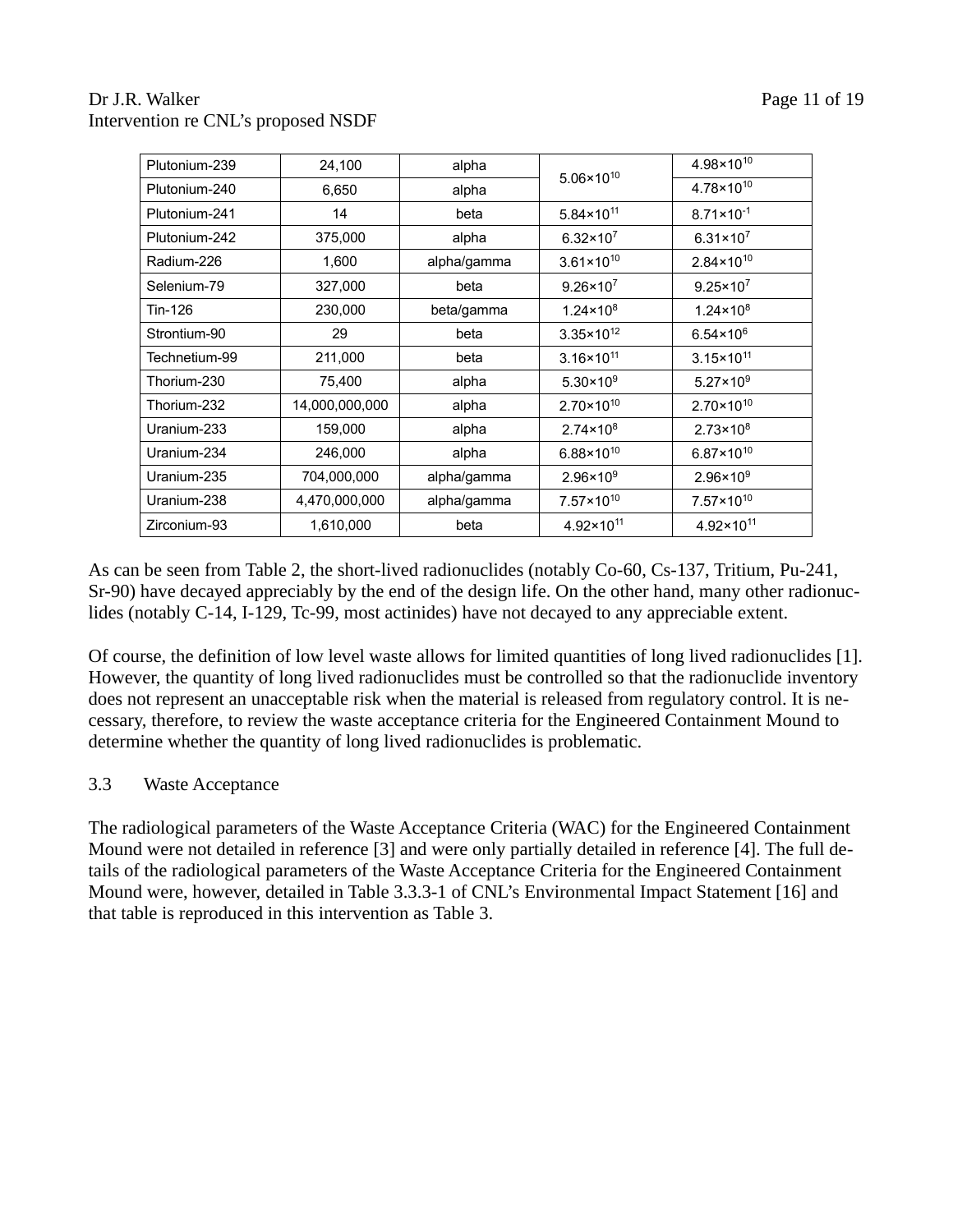| Plutonium-239 | 24,100 | alpha | $5.06 \times 10^{10}$ | $4.98 \times 10^{10}$ |
|---|---|---|---|---|
| Plutonium-240 | 6,650 | alpha | | $4.78 \times 10^{10}$ |
| Plutonium-241 | 14 | beta | $5.84 \times 10^{11}$ | $8.71 \times 10^{-1}$ |
| Plutonium-242 | 375,000 | alpha | $6.32 \times 10^{7}$ | $6.31 \times 10^{7}$ |
| Radium-226 | 1,600 | alpha/gamma | $3.61 \times 10^{10}$ | $2.84 \times 10^{10}$ |
| Selenium-79 | 327,000 | beta | $9.26 \times 10^{7}$ | $9.25 \times 10^{7}$ |
| Tin-126 | 230,000 | beta/gamma | $1.24 \times 10^{8}$ | $1.24 \times 10^{8}$ |
| Strontium-90 | 29 | beta | $3.35 \times 10^{12}$ | $6.54 \times 10^{6}$ |
| Technetium-99 | 211,000 | beta | $3.16 \times 10^{11}$ | $3.15 \times 10^{11}$ |
| Thorium-230 | 75,400 | alpha | $5.30 \times 10^{9}$ | $5.27 \times 10^{9}$ |
| Thorium-232 | 14,000,000,000 | alpha | $2.70 \times 10^{10}$ | $2.70 \times 10^{10}$ |
| Uranium-233 | 159,000 | alpha | $2.74 \times 10^{8}$ | $2.73 \times 10^{8}$ |
| Uranium-234 | 246,000 | alpha | $6.88 \times 10^{10}$ | $6.87 \times 10^{10}$ |
| Uranium-235 | 704,000,000 | alpha/gamma | $2.96 \times 10^{9}$ | $2.96 \times 10^{9}$ |
| Uranium-238 | 4,470,000,000 | alpha/gamma | $7.57 \times 10^{10}$ | $7.57 \times 10^{10}$ |
| Zirconium-93 | 1,610,000 | beta | $4.92 \times 10^{11}$ | $4.92 \times 10^{11}$ |

As can be seen from Table 2, the short-lived radionuclides (notably Co-60, Cs-137, Tritium, Pu-241, Sr-90) have decayed appreciably by the end of the design life. On the other hand, many other radionuclides (notably C-14, I-129, Tc-99, most actinides) have not decayed to any appreciable extent.

Of course, the definition of low level waste allows for limited quantities of long lived radionuclides [1]. However, the quantity of long lived radionuclides must be controlled so that the radionuclide inventory does not represent an unacceptable risk when the material is released from regulatory control. It is necessary, therefore, to review the waste acceptance criteria for the Engineered Containment Mound to determine whether the quantity of long lived radionuclides is problematic.

### 3.3 Waste Acceptance

The radiological parameters of the Waste Acceptance Criteria (WAC) for the Engineered Containment Mound were not detailed in reference [3] and were only partially detailed in reference [4]. The full details of the radiological parameters of the Waste Acceptance Criteria for the Engineered Containment Mound were, however, detailed in Table 3.3.3-1 of CNL's Environmental Impact Statement [16] and that table is reproduced in this intervention as Table 3.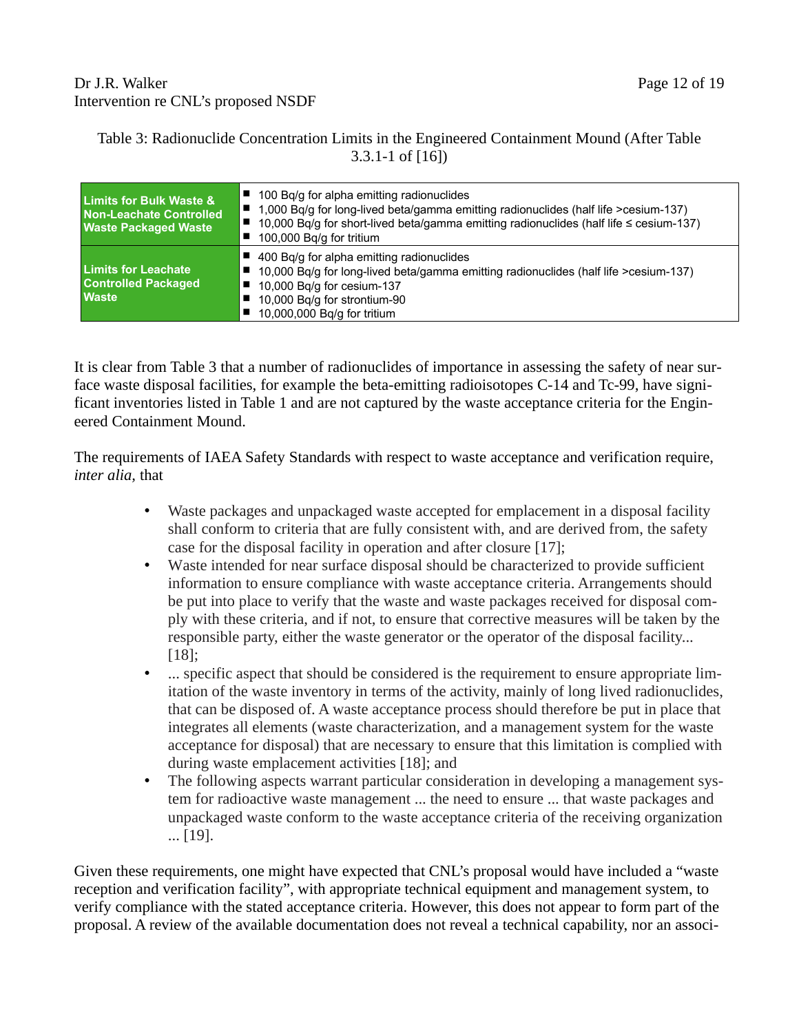Table 3: Radionuclide Concentration Limits in the Engineered Containment Mound (After Table 3.3.1-1 of [16])

| | |
|---|---|
| **Limits for Bulk Waste & Non-Leachate Controlled Waste Packaged Waste** | ■ 100 Bq/g for alpha emitting radionuclides<br>■ 1,000 Bq/g for long-lived beta/gamma emitting radionuclides (half life >cesium-137)<br>■ 10,000 Bq/g for short-lived beta/gamma emitting radionuclides (half life ≤ cesium-137)<br>■ 100,000 Bq/g for tritium |
| **Limits for Leachate Controlled Packaged Waste** | ■ 400 Bq/g for alpha emitting radionuclides<br>■ 10,000 Bq/g for long-lived beta/gamma emitting radionuclides (half life >cesium-137)<br>■ 10,000 Bq/g for cesium-137<br>■ 10,000 Bq/g for strontium-90<br>■ 10,000,000 Bq/g for tritium |

It is clear from Table 3 that a number of radionuclides of importance in assessing the safety of near surface waste disposal facilities, for example the beta-emitting radioisotopes C-14 and Tc-99, have significant inventories listed in Table 1 and are not captured by the waste acceptance criteria for the Engineered Containment Mound.

The requirements of IAEA Safety Standards with respect to waste acceptance and verification require, *inter alia*, that

- Waste packages and unpackaged waste accepted for emplacement in a disposal facility shall conform to criteria that are fully consistent with, and are derived from, the safety case for the disposal facility in operation and after closure [17];
- Waste intended for near surface disposal should be characterized to provide sufficient information to ensure compliance with waste acceptance criteria. Arrangements should be put into place to verify that the waste and waste packages received for disposal comply with these criteria, and if not, to ensure that corrective measures will be taken by the responsible party, either the waste generator or the operator of the disposal facility... [18];
- ... specific aspect that should be considered is the requirement to ensure appropriate limitation of the waste inventory in terms of the activity, mainly of long lived radionuclides, that can be disposed of. A waste acceptance process should therefore be put in place that integrates all elements (waste characterization, and a management system for the waste acceptance for disposal) that are necessary to ensure that this limitation is complied with during waste emplacement activities [18]; and
- The following aspects warrant particular consideration in developing a management system for radioactive waste management ... the need to ensure ... that waste packages and unpackaged waste conform to the waste acceptance criteria of the receiving organization ... [19].

Given these requirements, one might have expected that CNL's proposal would have included a "waste reception and verification facility", with appropriate technical equipment and management system, to verify compliance with the stated acceptance criteria. However, this does not appear to form part of the proposal. A review of the available documentation does not reveal a technical capability, nor an associ-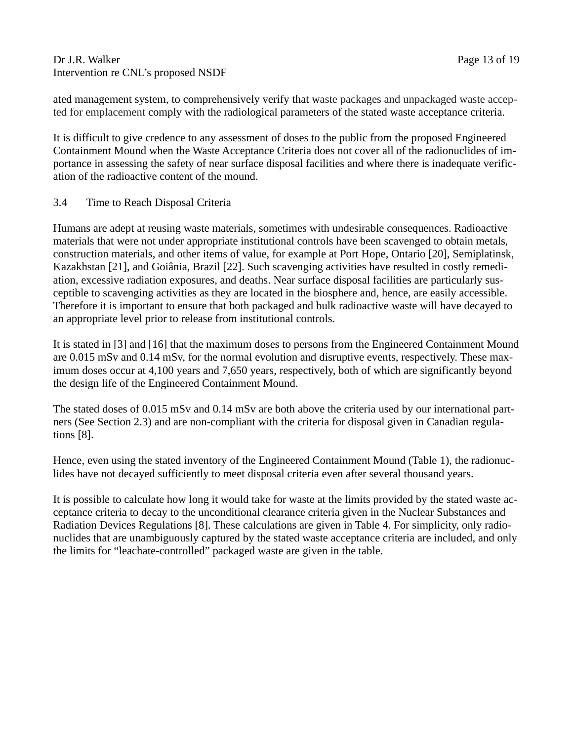ated management system, to comprehensively verify that waste packages and unpackaged waste accepted for emplacement comply with the radiological parameters of the stated waste acceptance criteria.

It is difficult to give credence to any assessment of doses to the public from the proposed Engineered Containment Mound when the Waste Acceptance Criteria does not cover all of the radionuclides of importance in assessing the safety of near surface disposal facilities and where there is inadequate verification of the radioactive content of the mound.

### 3.4 Time to Reach Disposal Criteria

Humans are adept at reusing waste materials, sometimes with undesirable consequences. Radioactive materials that were not under appropriate institutional controls have been scavenged to obtain metals, construction materials, and other items of value, for example at Port Hope, Ontario [20], Semiplatinsk, Kazakhstan [21], and Goiânia, Brazil [22]. Such scavenging activities have resulted in costly remediation, excessive radiation exposures, and deaths. Near surface disposal facilities are particularly susceptible to scavenging activities as they are located in the biosphere and, hence, are easily accessible. Therefore it is important to ensure that both packaged and bulk radioactive waste will have decayed to an appropriate level prior to release from institutional controls.

It is stated in [3] and [16] that the maximum doses to persons from the Engineered Containment Mound are 0.015 mSv and 0.14 mSv, for the normal evolution and disruptive events, respectively. These maximum doses occur at 4,100 years and 7,650 years, respectively, both of which are significantly beyond the design life of the Engineered Containment Mound.

The stated doses of 0.015 mSv and 0.14 mSv are both above the criteria used by our international partners (See Section 2.3) and are non-compliant with the criteria for disposal given in Canadian regulations [8].

Hence, even using the stated inventory of the Engineered Containment Mound (Table 1), the radionuclides have not decayed sufficiently to meet disposal criteria even after several thousand years.

It is possible to calculate how long it would take for waste at the limits provided by the stated waste acceptance criteria to decay to the unconditional clearance criteria given in the Nuclear Substances and Radiation Devices Regulations [8]. These calculations are given in Table 4. For simplicity, only radionuclides that are unambiguously captured by the stated waste acceptance criteria are included, and only the limits for "leachate-controlled" packaged waste are given in the table.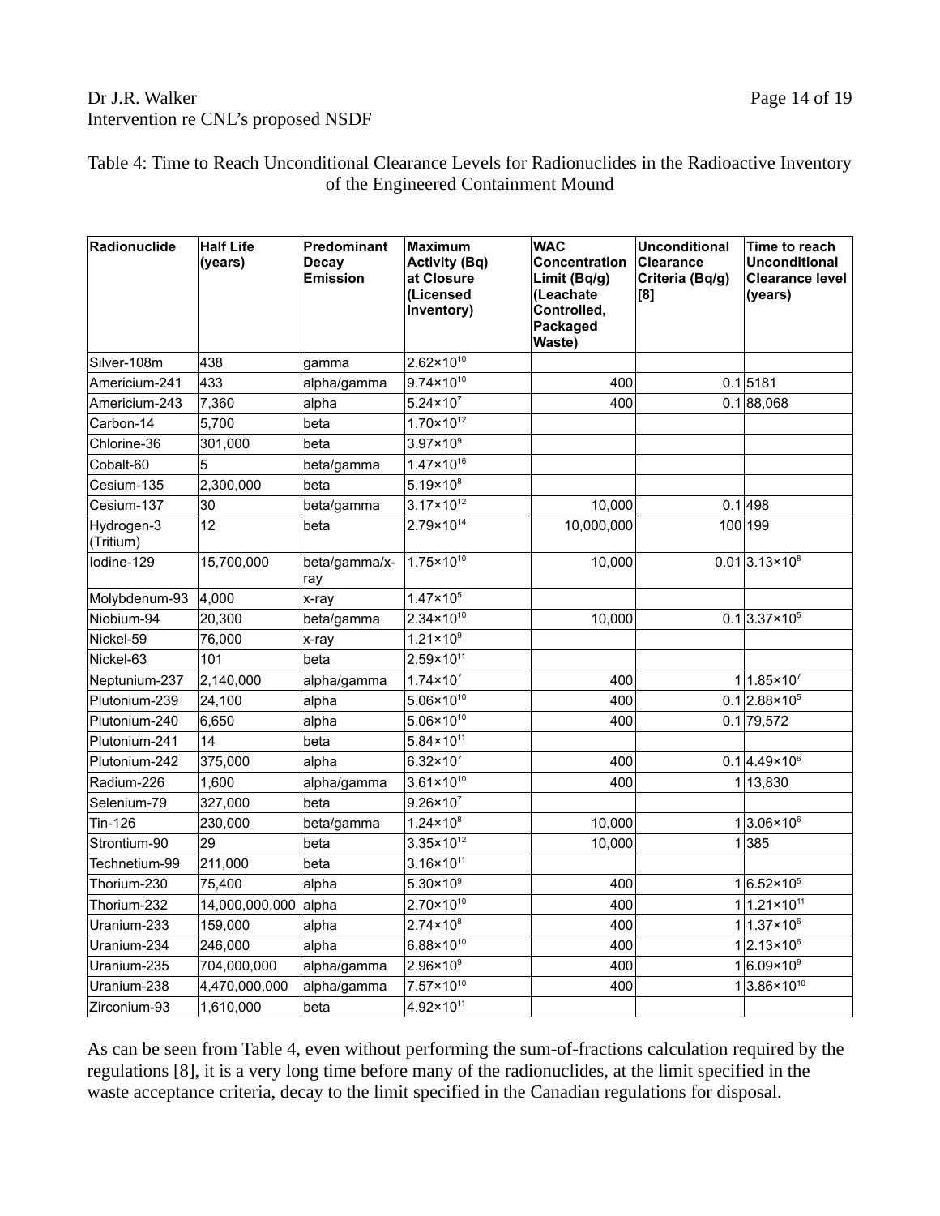Table 4: Time to Reach Unconditional Clearance Levels for Radionuclides in the Radioactive Inventory of the Engineered Containment Mound

| Radionuclide | Half Life (years) | Predominant Decay Emission | Maximum Activity (Bq) at Closure (Licensed Inventory) | WAC Concentration Limit (Bq/g) (Leachate Controlled, Packaged Waste) | Unconditional Clearance Criteria (Bq/g) [8] | Time to reach Unconditional Clearance level (years) |
|---|---|---|---|---|---|---|
| Silver-108m | 438 | gamma | $2.62\times10^{10}$ | | | |
| Americium-241 | 433 | alpha/gamma | $9.74\times10^{10}$ | 400 | 0.1 | 5181 |
| Americium-243 | 7,360 | alpha | $5.24\times10^{7}$ | 400 | 0.1 | 88,068 |
| Carbon-14 | 5,700 | beta | $1.70\times10^{12}$ | | | |
| Chlorine-36 | 301,000 | beta | $3.97\times10^{9}$ | | | |
| Cobalt-60 | 5 | beta/gamma | $1.47\times10^{16}$ | | | |
| Cesium-135 | 2,300,000 | beta | $5.19\times10^{8}$ | | | |
| Cesium-137 | 30 | beta/gamma | $3.17\times10^{12}$ | 10,000 | 0.1 | 498 |
| Hydrogen-3 (Tritium) | 12 | beta | $2.79\times10^{14}$ | 10,000,000 | 100 | 199 |
| Iodine-129 | 15,700,000 | beta/gamma/x-ray | $1.75\times10^{10}$ | 10,000 | 0.01 | $3.13\times10^{8}$ |
| Molybdenum-93 | 4,000 | x-ray | $1.47\times10^{5}$ | | | |
| Niobium-94 | 20,300 | beta/gamma | $2.34\times10^{10}$ | 10,000 | 0.1 | $3.37\times10^{5}$ |
| Nickel-59 | 76,000 | x-ray | $1.21\times10^{9}$ | | | |
| Nickel-63 | 101 | beta | $2.59\times10^{11}$ | | | |
| Neptunium-237 | 2,140,000 | alpha/gamma | $1.74\times10^{7}$ | 400 | 1 | $1.85\times10^{7}$ |
| Plutonium-239 | 24,100 | alpha | $5.06\times10^{10}$ | 400 | 0.1 | $2.88\times10^{5}$ |
| Plutonium-240 | 6,650 | alpha | $5.06\times10^{10}$ | 400 | 0.1 | 79,572 |
| Plutonium-241 | 14 | beta | $5.84\times10^{11}$ | | | |
| Plutonium-242 | 375,000 | alpha | $6.32\times10^{7}$ | 400 | 0.1 | $4.49\times10^{6}$ |
| Radium-226 | 1,600 | alpha/gamma | $3.61\times10^{10}$ | 400 | 1 | 13,830 |
| Selenium-79 | 327,000 | beta | $9.26\times10^{7}$ | | | |
| Tin-126 | 230,000 | beta/gamma | $1.24\times10^{8}$ | 10,000 | 1 | $3.06\times10^{6}$ |
| Strontium-90 | 29 | beta | $3.35\times10^{12}$ | 10,000 | 1 | 385 |
| Technetium-99 | 211,000 | beta | $3.16\times10^{11}$ | | | |
| Thorium-230 | 75,400 | alpha | $5.30\times10^{9}$ | 400 | 1 | $6.52\times10^{5}$ |
| Thorium-232 | 14,000,000,000 | alpha | $2.70\times10^{10}$ | 400 | 1 | $1.21\times10^{11}$ |
| Uranium-233 | 159,000 | alpha | $2.74\times10^{8}$ | 400 | 1 | $1.37\times10^{6}$ |
| Uranium-234 | 246,000 | alpha | $6.88\times10^{10}$ | 400 | 1 | $2.13\times10^{6}$ |
| Uranium-235 | 704,000,000 | alpha/gamma | $2.96\times10^{9}$ | 400 | 1 | $6.09\times10^{9}$ |
| Uranium-238 | 4,470,000,000 | alpha/gamma | $7.57\times10^{10}$ | 400 | 1 | $3.86\times10^{10}$ |
| Zirconium-93 | 1,610,000 | beta | $4.92\times10^{11}$ | | | |

As can be seen from Table 4, even without performing the sum-of-fractions calculation required by the regulations [8], it is a very long time before many of the radionuclides, at the limit specified in the waste acceptance criteria, decay to the limit specified in the Canadian regulations for disposal.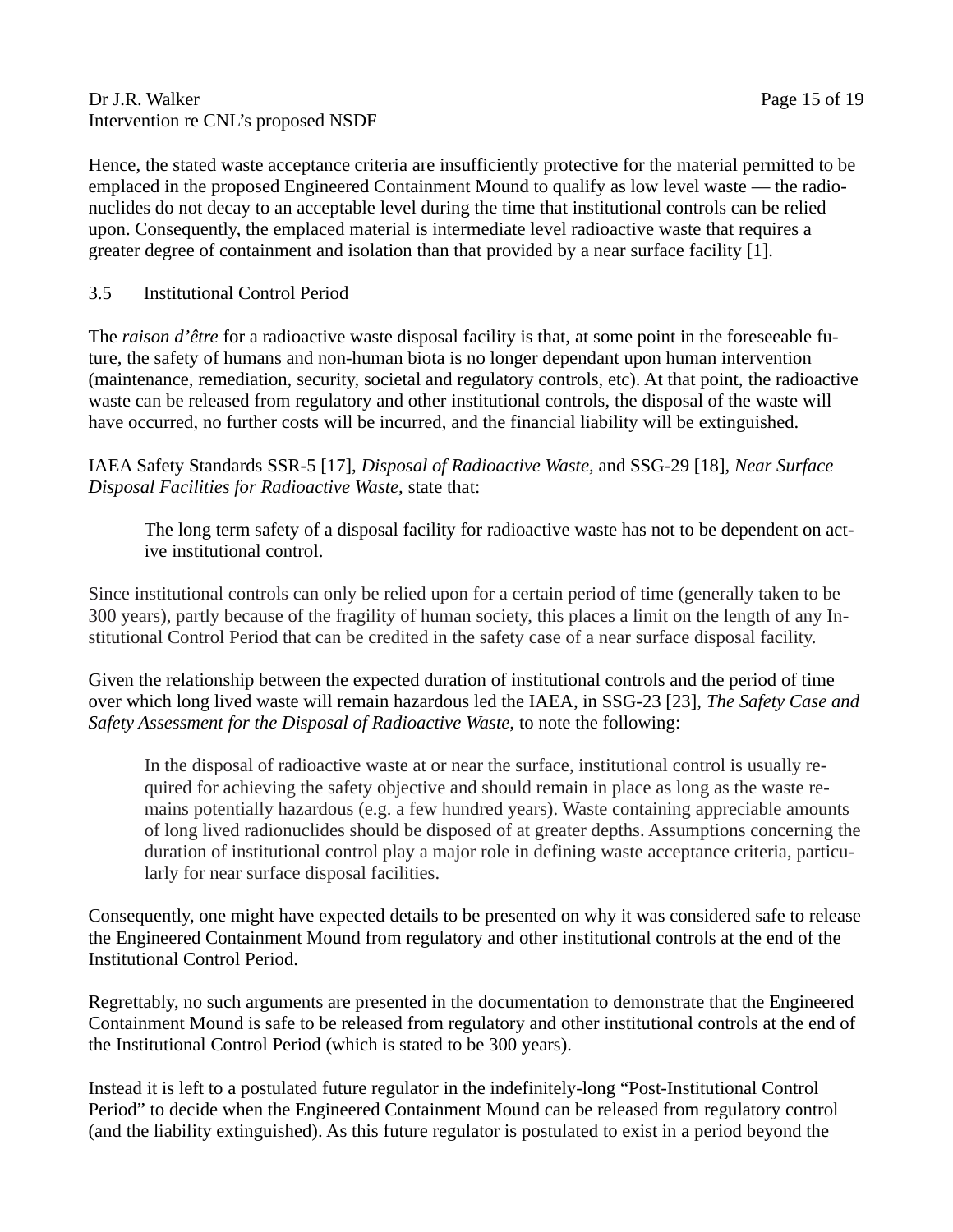Hence, the stated waste acceptance criteria are insufficiently protective for the material permitted to be emplaced in the proposed Engineered Containment Mound to qualify as low level waste — the radionuclides do not decay to an acceptable level during the time that institutional controls can be relied upon. Consequently, the emplaced material is intermediate level radioactive waste that requires a greater degree of containment and isolation than that provided by a near surface facility [1].

### 3.5 Institutional Control Period

The *raison d'être* for a radioactive waste disposal facility is that, at some point in the foreseeable future, the safety of humans and non-human biota is no longer dependant upon human intervention (maintenance, remediation, security, societal and regulatory controls, etc). At that point, the radioactive waste can be released from regulatory and other institutional controls, the disposal of the waste will have occurred, no further costs will be incurred, and the financial liability will be extinguished.

IAEA Safety Standards SSR-5 [17], *Disposal of Radioactive Waste,* and SSG-29 [18], *Near Surface Disposal Facilities for Radioactive Waste,* state that:

> The long term safety of a disposal facility for radioactive waste has not to be dependent on active institutional control.

Since institutional controls can only be relied upon for a certain period of time (generally taken to be 300 years), partly because of the fragility of human society, this places a limit on the length of any Institutional Control Period that can be credited in the safety case of a near surface disposal facility.

Given the relationship between the expected duration of institutional controls and the period of time over which long lived waste will remain hazardous led the IAEA, in SSG-23 [23], *The Safety Case and Safety Assessment for the Disposal of Radioactive Waste,* to note the following:

> In the disposal of radioactive waste at or near the surface, institutional control is usually required for achieving the safety objective and should remain in place as long as the waste remains potentially hazardous (e.g. a few hundred years). Waste containing appreciable amounts of long lived radionuclides should be disposed of at greater depths. Assumptions concerning the duration of institutional control play a major role in defining waste acceptance criteria, particularly for near surface disposal facilities.

Consequently, one might have expected details to be presented on why it was considered safe to release the Engineered Containment Mound from regulatory and other institutional controls at the end of the Institutional Control Period.

Regrettably, no such arguments are presented in the documentation to demonstrate that the Engineered Containment Mound is safe to be released from regulatory and other institutional controls at the end of the Institutional Control Period (which is stated to be 300 years).

Instead it is left to a postulated future regulator in the indefinitely-long "Post-Institutional Control Period" to decide when the Engineered Containment Mound can be released from regulatory control (and the liability extinguished). As this future regulator is postulated to exist in a period beyond the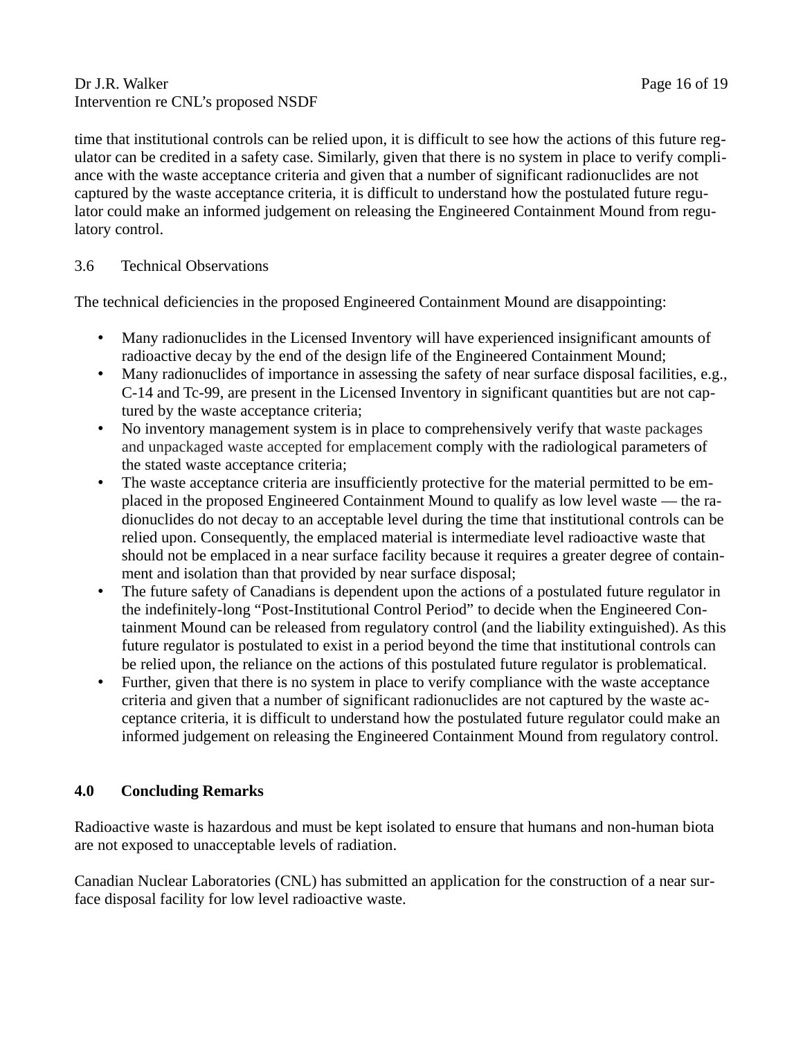time that institutional controls can be relied upon, it is difficult to see how the actions of this future regulator can be credited in a safety case. Similarly, given that there is no system in place to verify compliance with the waste acceptance criteria and given that a number of significant radionuclides are not captured by the waste acceptance criteria, it is difficult to understand how the postulated future regulator could make an informed judgement on releasing the Engineered Containment Mound from regulatory control.

### 3.6 Technical Observations

The technical deficiencies in the proposed Engineered Containment Mound are disappointing:

- Many radionuclides in the Licensed Inventory will have experienced insignificant amounts of radioactive decay by the end of the design life of the Engineered Containment Mound;
- Many radionuclides of importance in assessing the safety of near surface disposal facilities, e.g., C-14 and Tc-99, are present in the Licensed Inventory in significant quantities but are not captured by the waste acceptance criteria;
- No inventory management system is in place to comprehensively verify that waste packages and unpackaged waste accepted for emplacement comply with the radiological parameters of the stated waste acceptance criteria;
- The waste acceptance criteria are insufficiently protective for the material permitted to be emplaced in the proposed Engineered Containment Mound to qualify as low level waste — the radionuclides do not decay to an acceptable level during the time that institutional controls can be relied upon. Consequently, the emplaced material is intermediate level radioactive waste that should not be emplaced in a near surface facility because it requires a greater degree of containment and isolation than that provided by near surface disposal;
- The future safety of Canadians is dependent upon the actions of a postulated future regulator in the indefinitely-long "Post-Institutional Control Period" to decide when the Engineered Containment Mound can be released from regulatory control (and the liability extinguished). As this future regulator is postulated to exist in a period beyond the time that institutional controls can be relied upon, the reliance on the actions of this postulated future regulator is problematical.
- Further, given that there is no system in place to verify compliance with the waste acceptance criteria and given that a number of significant radionuclides are not captured by the waste acceptance criteria, it is difficult to understand how the postulated future regulator could make an informed judgement on releasing the Engineered Containment Mound from regulatory control.

## 4.0 Concluding Remarks

Radioactive waste is hazardous and must be kept isolated to ensure that humans and non-human biota are not exposed to unacceptable levels of radiation.

Canadian Nuclear Laboratories (CNL) has submitted an application for the construction of a near surface disposal facility for low level radioactive waste.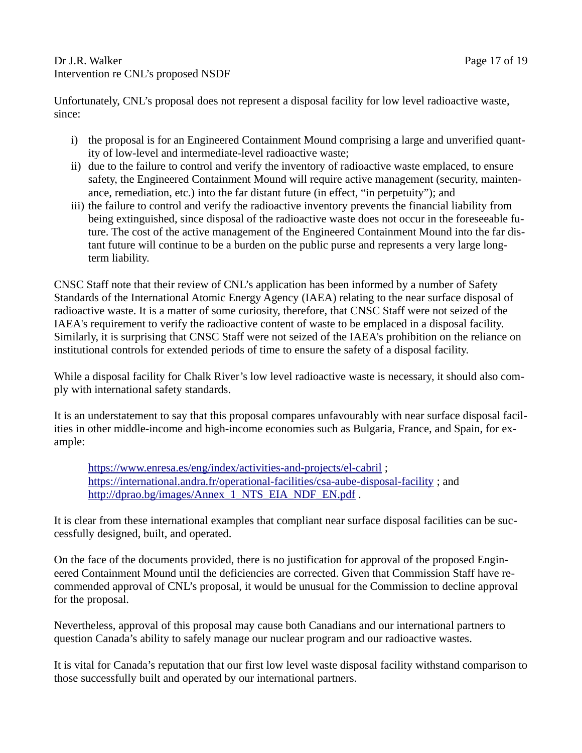Unfortunately, CNL's proposal does not represent a disposal facility for low level radioactive waste, since:

i) the proposal is for an Engineered Containment Mound comprising a large and unverified quantity of low-level and intermediate-level radioactive waste;
ii) due to the failure to control and verify the inventory of radioactive waste emplaced, to ensure safety, the Engineered Containment Mound will require active management (security, maintenance, remediation, etc.) into the far distant future (in effect, "in perpetuity"); and
iii) the failure to control and verify the radioactive inventory prevents the financial liability from being extinguished, since disposal of the radioactive waste does not occur in the foreseeable future. The cost of the active management of the Engineered Containment Mound into the far distant future will continue to be a burden on the public purse and represents a very large long-term liability.

CNSC Staff note that their review of CNL's application has been informed by a number of Safety Standards of the International Atomic Energy Agency (IAEA) relating to the near surface disposal of radioactive waste. It is a matter of some curiosity, therefore, that CNSC Staff were not seized of the IAEA's requirement to verify the radioactive content of waste to be emplaced in a disposal facility. Similarly, it is surprising that CNSC Staff were not seized of the IAEA's prohibition on the reliance on institutional controls for extended periods of time to ensure the safety of a disposal facility.

While a disposal facility for Chalk River's low level radioactive waste is necessary, it should also comply with international safety standards.

It is an understatement to say that this proposal compares unfavourably with near surface disposal facilities in other middle-income and high-income economies such as Bulgaria, France, and Spain, for example:

> https://www.enresa.es/eng/index/activities-and-projects/el-cabril ;
> https://international.andra.fr/operational-facilities/csa-aube-disposal-facility ; and
> http://dprao.bg/images/Annex_1_NTS_EIA_NDF_EN.pdf .

It is clear from these international examples that compliant near surface disposal facilities can be successfully designed, built, and operated.

On the face of the documents provided, there is no justification for approval of the proposed Engineered Containment Mound until the deficiencies are corrected. Given that Commission Staff have recommended approval of CNL's proposal, it would be unusual for the Commission to decline approval for the proposal.

Nevertheless, approval of this proposal may cause both Canadians and our international partners to question Canada's ability to safely manage our nuclear program and our radioactive wastes.

It is vital for Canada's reputation that our first low level waste disposal facility withstand comparison to those successfully built and operated by our international partners.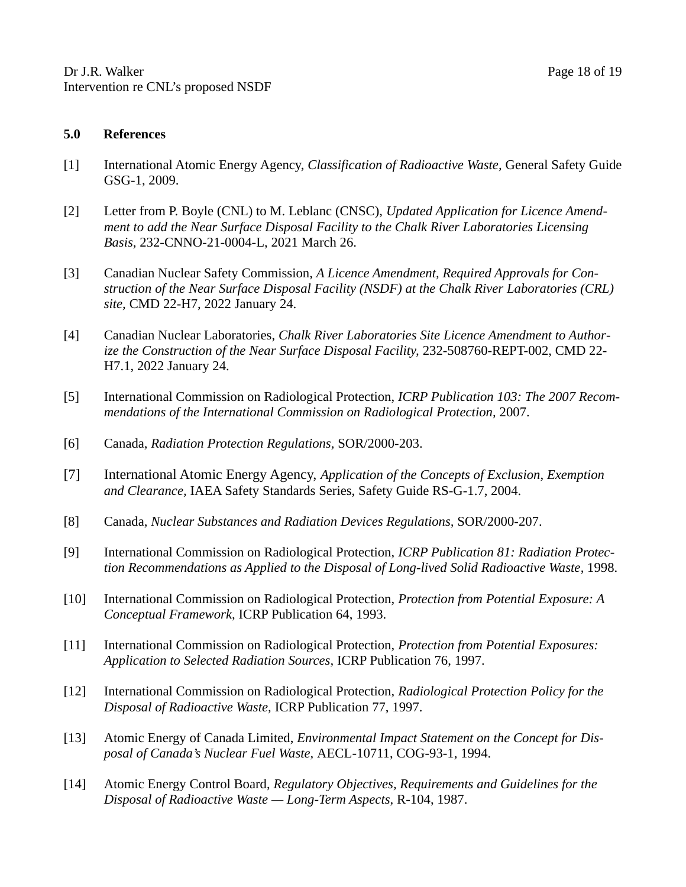## 5.0 References

[1] International Atomic Energy Agency, *Classification of Radioactive Waste,* General Safety Guide GSG-1, 2009.

[2] Letter from P. Boyle (CNL) to M. Leblanc (CNSC), *Updated Application for Licence Amendment to add the Near Surface Disposal Facility to the Chalk River Laboratories Licensing Basis,* 232-CNNO-21-0004-L, 2021 March 26.

[3] Canadian Nuclear Safety Commission, *A Licence Amendment, Required Approvals for Construction of the Near Surface Disposal Facility (NSDF) at the Chalk River Laboratories (CRL) site,* CMD 22-H7, 2022 January 24.

[4] Canadian Nuclear Laboratories, *Chalk River Laboratories Site Licence Amendment to Authorize the Construction of the Near Surface Disposal Facility,* 232-508760-REPT-002, CMD 22-H7.1, 2022 January 24.

[5] International Commission on Radiological Protection, *ICRP Publication 103: The 2007 Recommendations of the International Commission on Radiological Protection,* 2007.

[6] Canada, *Radiation Protection Regulations,* SOR/2000-203.

[7] International Atomic Energy Agency, *Application of the Concepts of Exclusion, Exemption and Clearance,* IAEA Safety Standards Series, Safety Guide RS-G-1.7, 2004.

[8] Canada, *Nuclear Substances and Radiation Devices Regulations*, SOR/2000-207.

[9] International Commission on Radiological Protection, *ICRP Publication 81: Radiation Protection Recommendations as Applied to the Disposal of Long-lived Solid Radioactive Waste*, 1998.

[10] International Commission on Radiological Protection, *Protection from Potential Exposure: A Conceptual Framework,* ICRP Publication 64, 1993.

[11] International Commission on Radiological Protection, *Protection from Potential Exposures: Application to Selected Radiation Sources,* ICRP Publication 76, 1997.

[12] International Commission on Radiological Protection, *Radiological Protection Policy for the Disposal of Radioactive Waste,* ICRP Publication 77, 1997.

[13] Atomic Energy of Canada Limited, *Environmental Impact Statement on the Concept for Disposal of Canada's Nuclear Fuel Waste,* AECL-10711, COG-93-1, 1994.

[14] Atomic Energy Control Board, *Regulatory Objectives, Requirements and Guidelines for the Disposal of Radioactive Waste — Long-Term Aspects,* R-104, 1987.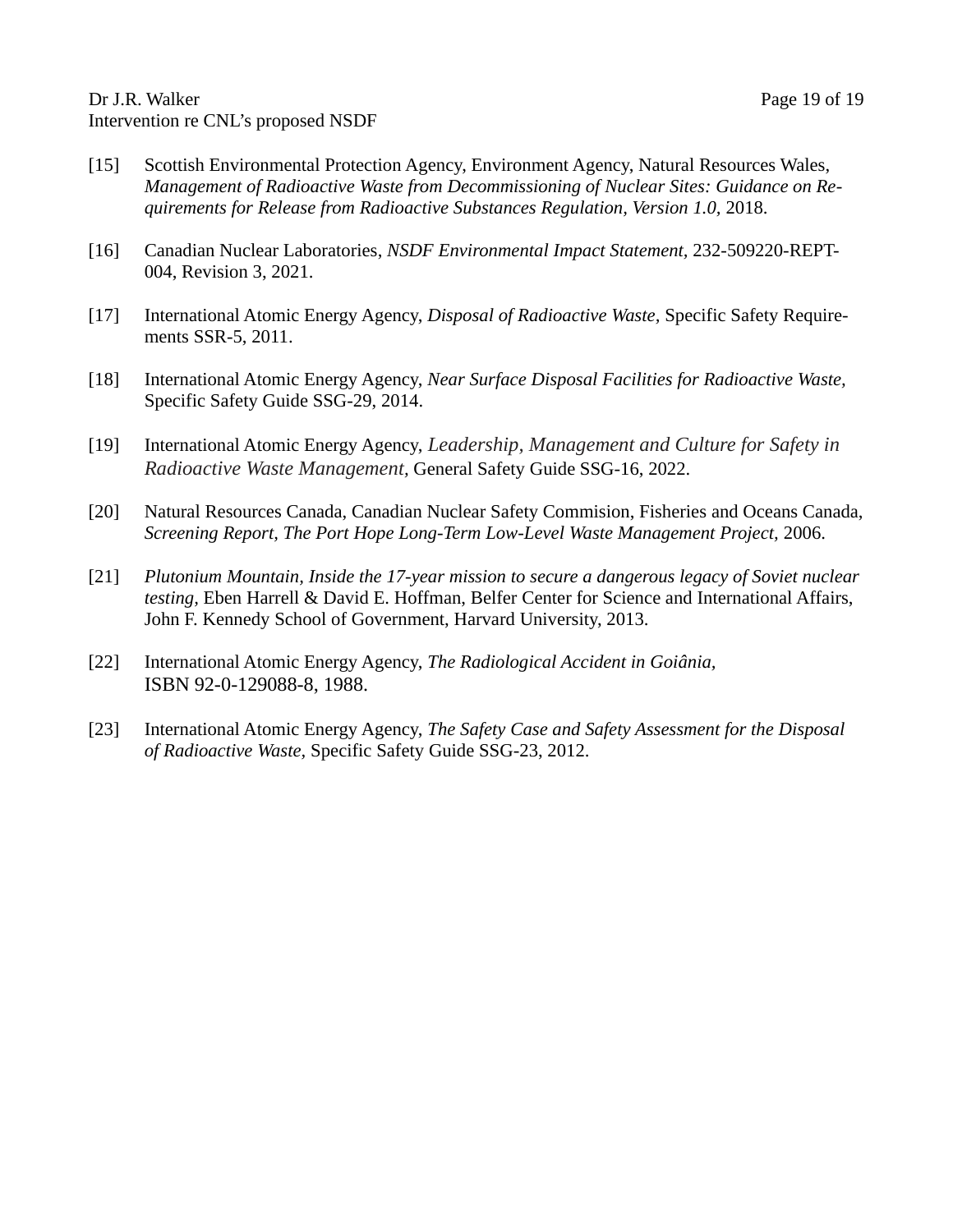[15] Scottish Environmental Protection Agency, Environment Agency, Natural Resources Wales, *Management of Radioactive Waste from Decommissioning of Nuclear Sites: Guidance on Requirements for Release from Radioactive Substances Regulation, Version 1.0,* 2018.

[16] Canadian Nuclear Laboratories, *NSDF Environmental Impact Statement*, 232-509220-REPT-004, Revision 3, 2021.

[17] International Atomic Energy Agency, *Disposal of Radioactive Waste,* Specific Safety Requirements SSR-5, 2011.

[18] International Atomic Energy Agency, *Near Surface Disposal Facilities for Radioactive Waste,* Specific Safety Guide SSG-29, 2014.

[19] International Atomic Energy Agency, *Leadership, Management and Culture for Safety in Radioactive Waste Management,* General Safety Guide SSG-16, 2022.

[20] Natural Resources Canada, Canadian Nuclear Safety Commision, Fisheries and Oceans Canada, *Screening Report, The Port Hope Long-Term Low-Level Waste Management Project,* 2006.

[21] *Plutonium Mountain, Inside the 17-year mission to secure a dangerous legacy of Soviet nuclear testing,* Eben Harrell & David E. Hoffman, Belfer Center for Science and International Affairs, John F. Kennedy School of Government, Harvard University, 2013.

[22] International Atomic Energy Agency, *The Radiological Accident in Goiânia,* ISBN 92-0-129088-8, 1988.

[23] International Atomic Energy Agency, *The Safety Case and Safety Assessment for the Disposal of Radioactive Waste*, Specific Safety Guide SSG-23, 2012.